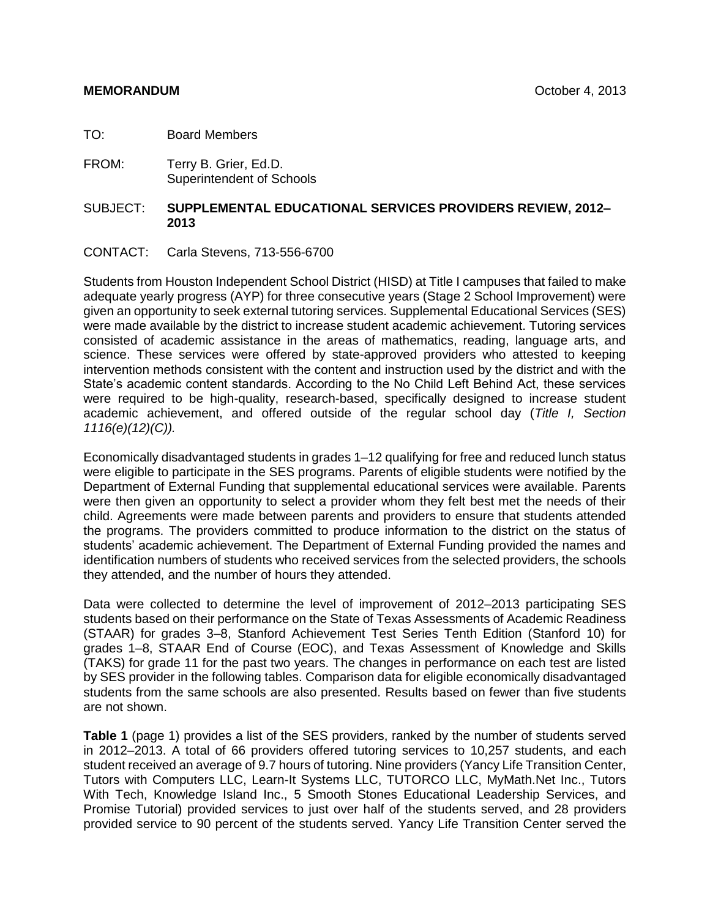**MEMORANDUM** October 4, 2013

TO: Board Members

FROM: Terry B. Grier, Ed.D.
Superintendent of Schools

SUBJECT: **SUPPLEMENTAL EDUCATIONAL SERVICES PROVIDERS REVIEW, 2012–2013**

CONTACT: Carla Stevens, 713-556-6700

Students from Houston Independent School District (HISD) at Title I campuses that failed to make adequate yearly progress (AYP) for three consecutive years (Stage 2 School Improvement) were given an opportunity to seek external tutoring services. Supplemental Educational Services (SES) were made available by the district to increase student academic achievement. Tutoring services consisted of academic assistance in the areas of mathematics, reading, language arts, and science. These services were offered by state-approved providers who attested to keeping intervention methods consistent with the content and instruction used by the district and with the State's academic content standards. According to the No Child Left Behind Act, these services were required to be high-quality, research-based, specifically designed to increase student academic achievement, and offered outside of the regular school day (*Title I, Section 1116(e)(12)(C)).*

Economically disadvantaged students in grades 1–12 qualifying for free and reduced lunch status were eligible to participate in the SES programs. Parents of eligible students were notified by the Department of External Funding that supplemental educational services were available. Parents were then given an opportunity to select a provider whom they felt best met the needs of their child. Agreements were made between parents and providers to ensure that students attended the programs. The providers committed to produce information to the district on the status of students' academic achievement. The Department of External Funding provided the names and identification numbers of students who received services from the selected providers, the schools they attended, and the number of hours they attended.

Data were collected to determine the level of improvement of 2012–2013 participating SES students based on their performance on the State of Texas Assessments of Academic Readiness (STAAR) for grades 3–8, Stanford Achievement Test Series Tenth Edition (Stanford 10) for grades 1–8, STAAR End of Course (EOC), and Texas Assessment of Knowledge and Skills (TAKS) for grade 11 for the past two years. The changes in performance on each test are listed by SES provider in the following tables. Comparison data for eligible economically disadvantaged students from the same schools are also presented. Results based on fewer than five students are not shown.

**Table 1** (page 1) provides a list of the SES providers, ranked by the number of students served in 2012–2013. A total of 66 providers offered tutoring services to 10,257 students, and each student received an average of 9.7 hours of tutoring. Nine providers (Yancy Life Transition Center, Tutors with Computers LLC, Learn-It Systems LLC, TUTORCO LLC, MyMath.Net Inc., Tutors With Tech, Knowledge Island Inc., 5 Smooth Stones Educational Leadership Services, and Promise Tutorial) provided services to just over half of the students served, and 28 providers provided service to 90 percent of the students served. Yancy Life Transition Center served the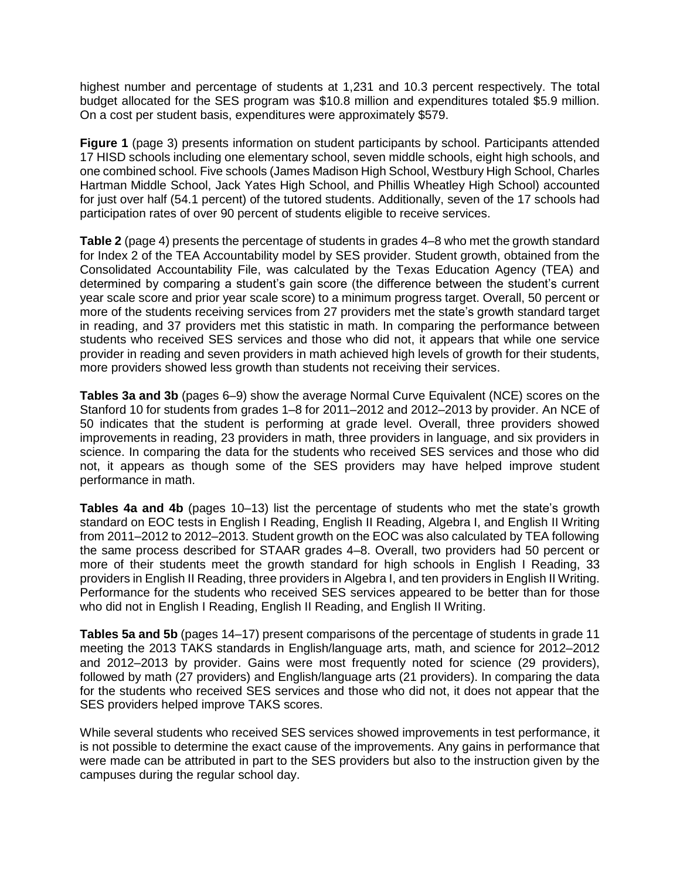highest number and percentage of students at 1,231 and 10.3 percent respectively. The total budget allocated for the SES program was $10.8 million and expenditures totaled $5.9 million. On a cost per student basis, expenditures were approximately $579.

**Figure 1** (page 3) presents information on student participants by school. Participants attended 17 HISD schools including one elementary school, seven middle schools, eight high schools, and one combined school. Five schools (James Madison High School, Westbury High School, Charles Hartman Middle School, Jack Yates High School, and Phillis Wheatley High School) accounted for just over half (54.1 percent) of the tutored students. Additionally, seven of the 17 schools had participation rates of over 90 percent of students eligible to receive services.

**Table 2** (page 4) presents the percentage of students in grades 4–8 who met the growth standard for Index 2 of the TEA Accountability model by SES provider. Student growth, obtained from the Consolidated Accountability File, was calculated by the Texas Education Agency (TEA) and determined by comparing a student's gain score (the difference between the student's current year scale score and prior year scale score) to a minimum progress target. Overall, 50 percent or more of the students receiving services from 27 providers met the state's growth standard target in reading, and 37 providers met this statistic in math. In comparing the performance between students who received SES services and those who did not, it appears that while one service provider in reading and seven providers in math achieved high levels of growth for their students, more providers showed less growth than students not receiving their services.

**Tables 3a and 3b** (pages 6–9) show the average Normal Curve Equivalent (NCE) scores on the Stanford 10 for students from grades 1–8 for 2011–2012 and 2012–2013 by provider. An NCE of 50 indicates that the student is performing at grade level. Overall, three providers showed improvements in reading, 23 providers in math, three providers in language, and six providers in science. In comparing the data for the students who received SES services and those who did not, it appears as though some of the SES providers may have helped improve student performance in math.

**Tables 4a and 4b** (pages 10–13) list the percentage of students who met the state's growth standard on EOC tests in English I Reading, English II Reading, Algebra I, and English II Writing from 2011–2012 to 2012–2013. Student growth on the EOC was also calculated by TEA following the same process described for STAAR grades 4–8. Overall, two providers had 50 percent or more of their students meet the growth standard for high schools in English I Reading, 33 providers in English II Reading, three providers in Algebra I, and ten providers in English II Writing. Performance for the students who received SES services appeared to be better than for those who did not in English I Reading, English II Reading, and English II Writing.

**Tables 5a and 5b** (pages 14–17) present comparisons of the percentage of students in grade 11 meeting the 2013 TAKS standards in English/language arts, math, and science for 2012–2012 and 2012–2013 by provider. Gains were most frequently noted for science (29 providers), followed by math (27 providers) and English/language arts (21 providers). In comparing the data for the students who received SES services and those who did not, it does not appear that the SES providers helped improve TAKS scores.

While several students who received SES services showed improvements in test performance, it is not possible to determine the exact cause of the improvements. Any gains in performance that were made can be attributed in part to the SES providers but also to the instruction given by the campuses during the regular school day.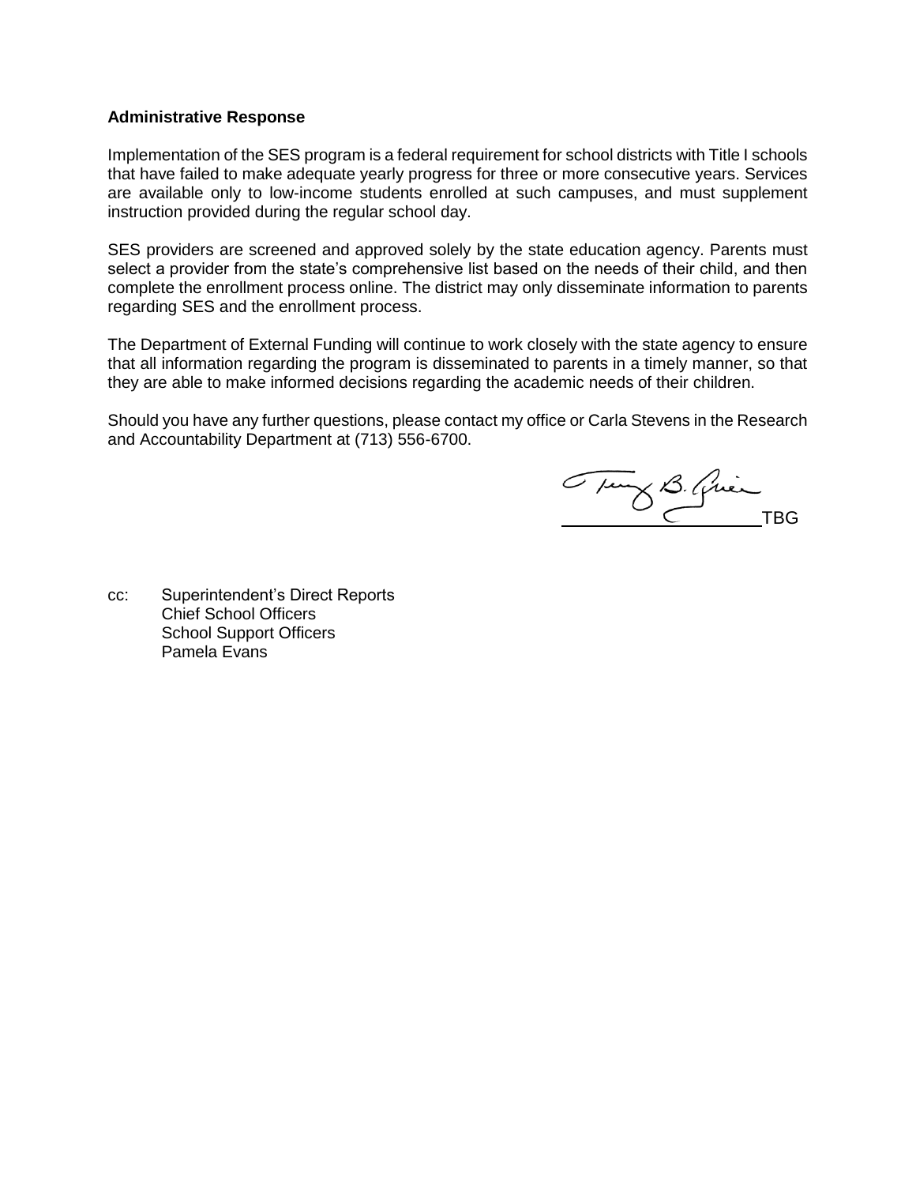**Administrative Response**

Implementation of the SES program is a federal requirement for school districts with Title I schools that have failed to make adequate yearly progress for three or more consecutive years. Services are available only to low-income students enrolled at such campuses, and must supplement instruction provided during the regular school day.

SES providers are screened and approved solely by the state education agency. Parents must select a provider from the state's comprehensive list based on the needs of their child, and then complete the enrollment process online. The district may only disseminate information to parents regarding SES and the enrollment process.

The Department of External Funding will continue to work closely with the state agency to ensure that all information regarding the program is disseminated to parents in a timely manner, so that they are able to make informed decisions regarding the academic needs of their children.

Should you have any further questions, please contact my office or Carla Stevens in the Research and Accountability Department at (713) 556-6700.

Terry B. Grier
\_\_\_\_\_\_\_\_\_\_\_\_\_\_\_\_\_\_\_\_TBG

cc: Superintendent's Direct Reports
Chief School Officers
School Support Officers
Pamela Evans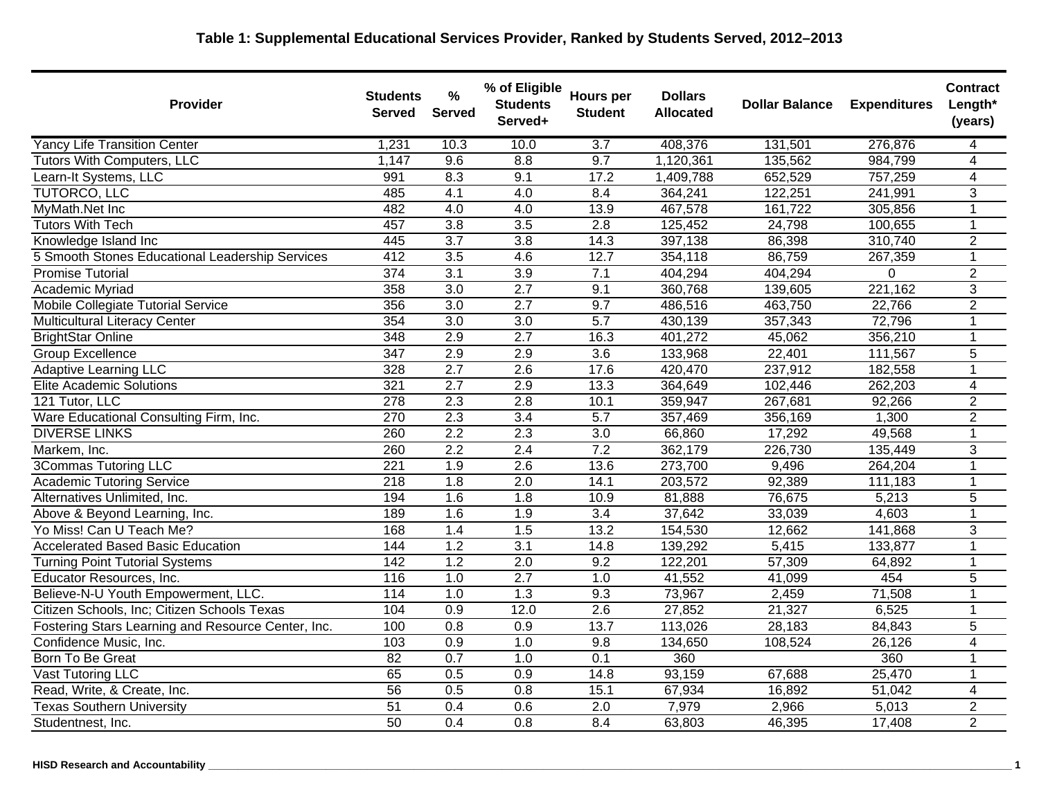**Table 1: Supplemental Educational Services Provider, Ranked by Students Served, 2012–2013**

| Provider | Students Served | % Served | % of Eligible Students Served+ | Hours per Student | Dollars Allocated | Dollar Balance | Expenditures | Contract Length* (years) |
|---|---|---|---|---|---|---|---|---|
| Yancy Life Transition Center | 1,231 | 10.3 | 10.0 | 3.7 | 408,376 | 131,501 | 276,876 | 4 |
| Tutors With Computers, LLC | 1,147 | 9.6 | 8.8 | 9.7 | 1,120,361 | 135,562 | 984,799 | 4 |
| Learn-It Systems, LLC | 991 | 8.3 | 9.1 | 17.2 | 1,409,788 | 652,529 | 757,259 | 4 |
| TUTORCO, LLC | 485 | 4.1 | 4.0 | 8.4 | 364,241 | 122,251 | 241,991 | 3 |
| MyMath.Net Inc | 482 | 4.0 | 4.0 | 13.9 | 467,578 | 161,722 | 305,856 | 1 |
| Tutors With Tech | 457 | 3.8 | 3.5 | 2.8 | 125,452 | 24,798 | 100,655 | 1 |
| Knowledge Island Inc | 445 | 3.7 | 3.8 | 14.3 | 397,138 | 86,398 | 310,740 | 2 |
| 5 Smooth Stones Educational Leadership Services | 412 | 3.5 | 4.6 | 12.7 | 354,118 | 86,759 | 267,359 | 1 |
| Promise Tutorial | 374 | 3.1 | 3.9 | 7.1 | 404,294 | 404,294 | 0 | 2 |
| Academic Myriad | 358 | 3.0 | 2.7 | 9.1 | 360,768 | 139,605 | 221,162 | 3 |
| Mobile Collegiate Tutorial Service | 356 | 3.0 | 2.7 | 9.7 | 486,516 | 463,750 | 22,766 | 2 |
| Multicultural Literacy Center | 354 | 3.0 | 3.0 | 5.7 | 430,139 | 357,343 | 72,796 | 1 |
| BrightStar Online | 348 | 2.9 | 2.7 | 16.3 | 401,272 | 45,062 | 356,210 | 1 |
| Group Excellence | 347 | 2.9 | 2.9 | 3.6 | 133,968 | 22,401 | 111,567 | 5 |
| Adaptive Learning LLC | 328 | 2.7 | 2.6 | 17.6 | 420,470 | 237,912 | 182,558 | 1 |
| Elite Academic Solutions | 321 | 2.7 | 2.9 | 13.3 | 364,649 | 102,446 | 262,203 | 4 |
| 121 Tutor, LLC | 278 | 2.3 | 2.8 | 10.1 | 359,947 | 267,681 | 92,266 | 2 |
| Ware Educational Consulting Firm, Inc. | 270 | 2.3 | 3.4 | 5.7 | 357,469 | 356,169 | 1,300 | 2 |
| DIVERSE LINKS | 260 | 2.2 | 2.3 | 3.0 | 66,860 | 17,292 | 49,568 | 1 |
| Markem, Inc. | 260 | 2.2 | 2.4 | 7.2 | 362,179 | 226,730 | 135,449 | 3 |
| 3Commas Tutoring LLC | 221 | 1.9 | 2.6 | 13.6 | 273,700 | 9,496 | 264,204 | 1 |
| Academic Tutoring Service | 218 | 1.8 | 2.0 | 14.1 | 203,572 | 92,389 | 111,183 | 1 |
| Alternatives Unlimited, Inc. | 194 | 1.6 | 1.8 | 10.9 | 81,888 | 76,675 | 5,213 | 5 |
| Above & Beyond Learning, Inc. | 189 | 1.6 | 1.9 | 3.4 | 37,642 | 33,039 | 4,603 | 1 |
| Yo Miss! Can U Teach Me? | 168 | 1.4 | 1.5 | 13.2 | 154,530 | 12,662 | 141,868 | 3 |
| Accelerated Based Basic Education | 144 | 1.2 | 3.1 | 14.8 | 139,292 | 5,415 | 133,877 | 1 |
| Turning Point Tutorial Systems | 142 | 1.2 | 2.0 | 9.2 | 122,201 | 57,309 | 64,892 | 1 |
| Educator Resources, Inc. | 116 | 1.0 | 2.7 | 1.0 | 41,552 | 41,099 | 454 | 5 |
| Believe-N-U Youth Empowerment, LLC. | 114 | 1.0 | 1.3 | 9.3 | 73,967 | 2,459 | 71,508 | 1 |
| Citizen Schools, Inc; Citizen Schools Texas | 104 | 0.9 | 12.0 | 2.6 | 27,852 | 21,327 | 6,525 | 1 |
| Fostering Stars Learning and Resource Center, Inc. | 100 | 0.8 | 0.9 | 13.7 | 113,026 | 28,183 | 84,843 | 5 |
| Confidence Music, Inc. | 103 | 0.9 | 1.0 | 9.8 | 134,650 | 108,524 | 26,126 | 4 |
| Born To Be Great | 82 | 0.7 | 1.0 | 0.1 | 360 | | 360 | 1 |
| Vast Tutoring LLC | 65 | 0.5 | 0.9 | 14.8 | 93,159 | 67,688 | 25,470 | 1 |
| Read, Write, & Create, Inc. | 56 | 0.5 | 0.8 | 15.1 | 67,934 | 16,892 | 51,042 | 4 |
| Texas Southern University | 51 | 0.4 | 0.6 | 2.0 | 7,979 | 2,966 | 5,013 | 2 |
| Studentnest, Inc. | 50 | 0.4 | 0.8 | 8.4 | 63,803 | 46,395 | 17,408 | 2 |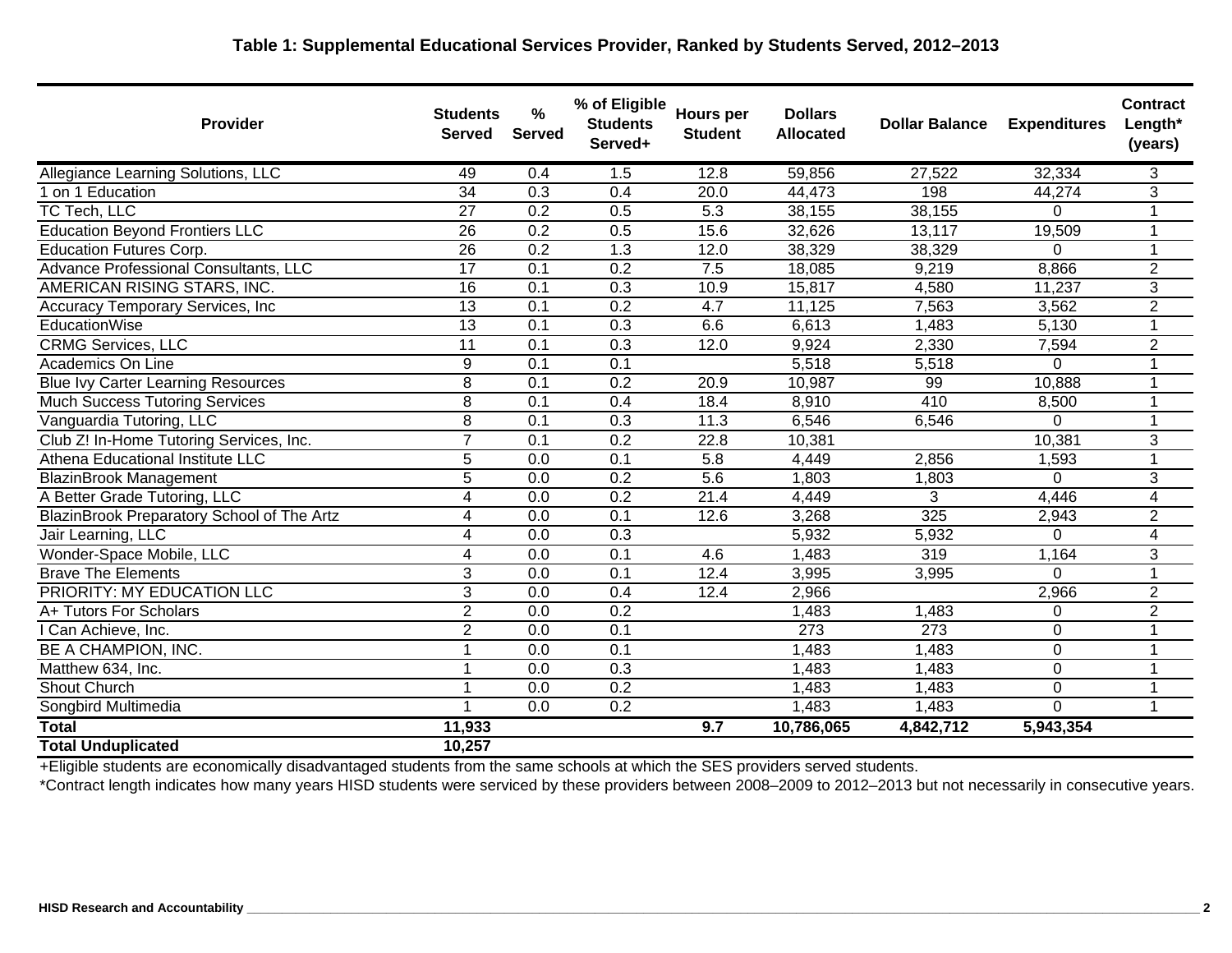**Table 1: Supplemental Educational Services Provider, Ranked by Students Served, 2012–2013**

| Provider | Students Served | % Served | % of Eligible Students Served+ | Hours per Student | Dollars Allocated | Dollar Balance | Expenditures | Contract Length* (years) |
|---|---|---|---|---|---|---|---|---|
| Allegiance Learning Solutions, LLC | 49 | 0.4 | 1.5 | 12.8 | 59,856 | 27,522 | 32,334 | 3 |
| 1 on 1 Education | 34 | 0.3 | 0.4 | 20.0 | 44,473 | 198 | 44,274 | 3 |
| TC Tech, LLC | 27 | 0.2 | 0.5 | 5.3 | 38,155 | 38,155 | 0 | 1 |
| Education Beyond Frontiers LLC | 26 | 0.2 | 0.5 | 15.6 | 32,626 | 13,117 | 19,509 | 1 |
| Education Futures Corp. | 26 | 0.2 | 1.3 | 12.0 | 38,329 | 38,329 | 0 | 1 |
| Advance Professional Consultants, LLC | 17 | 0.1 | 0.2 | 7.5 | 18,085 | 9,219 | 8,866 | 2 |
| AMERICAN RISING STARS, INC. | 16 | 0.1 | 0.3 | 10.9 | 15,817 | 4,580 | 11,237 | 3 |
| Accuracy Temporary Services, Inc | 13 | 0.1 | 0.2 | 4.7 | 11,125 | 7,563 | 3,562 | 2 |
| EducationWise | 13 | 0.1 | 0.3 | 6.6 | 6,613 | 1,483 | 5,130 | 1 |
| CRMG Services, LLC | 11 | 0.1 | 0.3 | 12.0 | 9,924 | 2,330 | 7,594 | 2 |
| Academics On Line | 9 | 0.1 | 0.1 | | 5,518 | 5,518 | 0 | 1 |
| Blue Ivy Carter Learning Resources | 8 | 0.1 | 0.2 | 20.9 | 10,987 | 99 | 10,888 | 1 |
| Much Success Tutoring Services | 8 | 0.1 | 0.4 | 18.4 | 8,910 | 410 | 8,500 | 1 |
| Vanguardia Tutoring, LLC | 8 | 0.1 | 0.3 | 11.3 | 6,546 | 6,546 | 0 | 1 |
| Club Z! In-Home Tutoring Services, Inc. | 7 | 0.1 | 0.2 | 22.8 | 10,381 | | 10,381 | 3 |
| Athena Educational Institute LLC | 5 | 0.0 | 0.1 | 5.8 | 4,449 | 2,856 | 1,593 | 1 |
| BlazinBrook Management | 5 | 0.0 | 0.2 | 5.6 | 1,803 | 1,803 | 0 | 3 |
| A Better Grade Tutoring, LLC | 4 | 0.0 | 0.2 | 21.4 | 4,449 | 3 | 4,446 | 4 |
| BlazinBrook Preparatory School of The Artz | 4 | 0.0 | 0.1 | 12.6 | 3,268 | 325 | 2,943 | 2 |
| Jair Learning, LLC | 4 | 0.0 | 0.3 | | 5,932 | 5,932 | 0 | 4 |
| Wonder-Space Mobile, LLC | 4 | 0.0 | 0.1 | 4.6 | 1,483 | 319 | 1,164 | 3 |
| Brave The Elements | 3 | 0.0 | 0.1 | 12.4 | 3,995 | 3,995 | 0 | 1 |
| PRIORITY: MY EDUCATION LLC | 3 | 0.0 | 0.4 | 12.4 | 2,966 | | 2,966 | 2 |
| A+ Tutors For Scholars | 2 | 0.0 | 0.2 | | 1,483 | 1,483 | 0 | 2 |
| I Can Achieve, Inc. | 2 | 0.0 | 0.1 | | 273 | 273 | 0 | 1 |
| BE A CHAMPION, INC. | 1 | 0.0 | 0.1 | | 1,483 | 1,483 | 0 | 1 |
| Matthew 634, Inc. | 1 | 0.0 | 0.3 | | 1,483 | 1,483 | 0 | 1 |
| Shout Church | 1 | 0.0 | 0.2 | | 1,483 | 1,483 | 0 | 1 |
| Songbird Multimedia | 1 | 0.0 | 0.2 | | 1,483 | 1,483 | 0 | 1 |
| **Total** | **11,933** | | | **9.7** | **10,786,065** | **4,842,712** | **5,943,354** | |
| **Total Unduplicated** | **10,257** | | | | | | | |

+Eligible students are economically disadvantaged students from the same schools at which the SES providers served students.

*Contract length indicates how many years HISD students were serviced by these providers between 2008–2009 to 2012–2013 but not necessarily in consecutive years.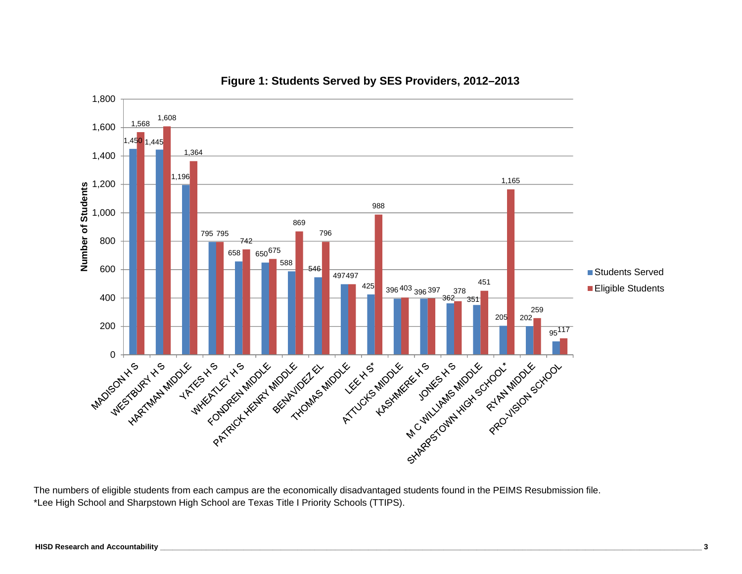**Figure 1: Students Served by SES Providers, 2012–2013**

| School | Students Served | Eligible Students |
|---|---|---|
| MADISON H S | 1,450 | 1,568 |
| WESTBURY H S | 1,445 | 1,608 |
| HARTMAN MIDDLE | 1,196 | 1,364 |
| YATES H S | 795 | 795 |
| WHEATLEY H S | 658 | 742 |
| FONDREN MIDDLE | 650 | 675 |
| PATRICK HENRY MIDDLE | 588 | 869 |
| BENAVIDEZ EL | 546 | 796 |
| THOMAS MIDDLE | 497 | 497 |
| LEE H S* | 425 | 988 |
| ATTUCKS MIDDLE | 396 | 403 |
| KASHMERE H S | 396 | 397 |
| JONES H S | 362 | 378 |
| M C WILLIAMS MIDDLE | 351 | 451 |
| SHARPSTOWN HIGH SCHOOL* | 205 | 1,165 |
| RYAN MIDDLE | 202 | 259 |
| PRO-VISION SCHOOL | 95 | 117 |

The numbers of eligible students from each campus are the economically disadvantaged students found in the PEIMS Resubmission file.
*Lee High School and Sharpstown High School are Texas Title I Priority Schools (TTIPS).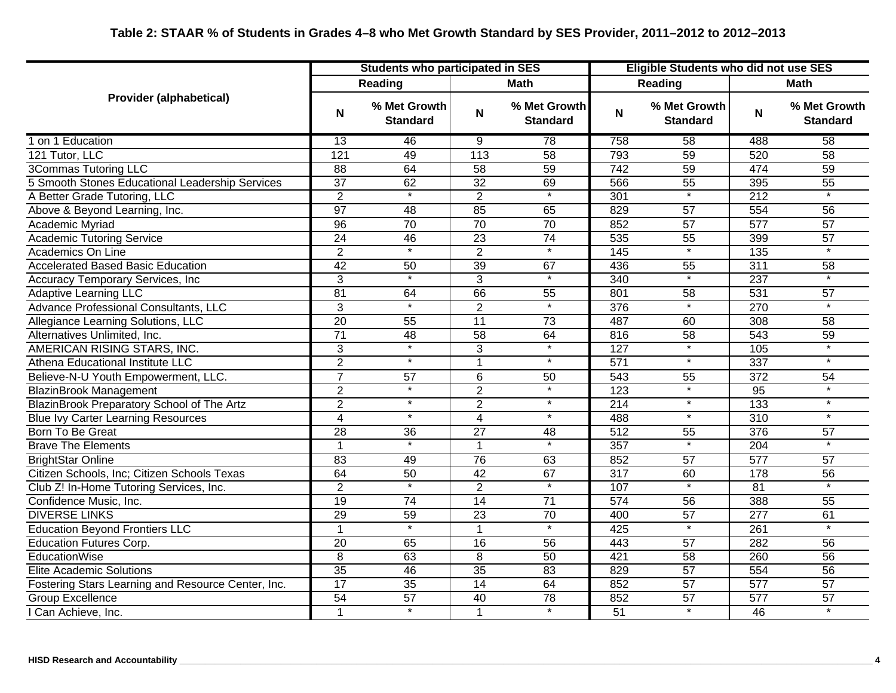**Table 2: STAAR % of Students in Grades 4–8 who Met Growth Standard by SES Provider, 2011–2012 to 2012–2013**

| Provider (alphabetical) | Students who participated in SES | | | | Eligible Students who did not use SES | | | |
|---|---|---|---|---|---|---|---|---|
| | Reading | | Math | | Reading | | Math | |
| | N | % Met Growth Standard | N | % Met Growth Standard | N | % Met Growth Standard | N | % Met Growth Standard |
| 1 on 1 Education | 13 | 46 | 9 | 78 | 758 | 58 | 488 | 58 |
| 121 Tutor, LLC | 121 | 49 | 113 | 58 | 793 | 59 | 520 | 58 |
| 3Commas Tutoring LLC | 88 | 64 | 58 | 59 | 742 | 59 | 474 | 59 |
| 5 Smooth Stones Educational Leadership Services | 37 | 62 | 32 | 69 | 566 | 55 | 395 | 55 |
| A Better Grade Tutoring, LLC | 2 | * | 2 | * | 301 | * | 212 | * |
| Above & Beyond Learning, Inc. | 97 | 48 | 85 | 65 | 829 | 57 | 554 | 56 |
| Academic Myriad | 96 | 70 | 70 | 70 | 852 | 57 | 577 | 57 |
| Academic Tutoring Service | 24 | 46 | 23 | 74 | 535 | 55 | 399 | 57 |
| Academics On Line | 2 | * | 2 | * | 145 | * | 135 | * |
| Accelerated Based Basic Education | 42 | 50 | 39 | 67 | 436 | 55 | 311 | 58 |
| Accuracy Temporary Services, Inc | 3 | * | 3 | * | 340 | * | 237 | * |
| Adaptive Learning LLC | 81 | 64 | 66 | 55 | 801 | 58 | 531 | 57 |
| Advance Professional Consultants, LLC | 3 | * | 2 | * | 376 | * | 270 | * |
| Allegiance Learning Solutions, LLC | 20 | 55 | 11 | 73 | 487 | 60 | 308 | 58 |
| Alternatives Unlimited, Inc. | 71 | 48 | 58 | 64 | 816 | 58 | 543 | 59 |
| AMERICAN RISING STARS, INC. | 3 | * | 3 | * | 127 | * | 105 | * |
| Athena Educational Institute LLC | 2 | * | 1 | * | 571 | * | 337 | * |
| Believe-N-U Youth Empowerment, LLC. | 7 | 57 | 6 | 50 | 543 | 55 | 372 | 54 |
| BlazinBrook Management | 2 | * | 2 | * | 123 | * | 95 | * |
| BlazinBrook Preparatory School of The Artz | 2 | * | 2 | * | 214 | * | 133 | * |
| Blue Ivy Carter Learning Resources | 4 | * | 4 | * | 488 | * | 310 | * |
| Born To Be Great | 28 | 36 | 27 | 48 | 512 | 55 | 376 | 57 |
| Brave The Elements | 1 | * | 1 | * | 357 | * | 204 | * |
| BrightStar Online | 83 | 49 | 76 | 63 | 852 | 57 | 577 | 57 |
| Citizen Schools, Inc; Citizen Schools Texas | 64 | 50 | 42 | 67 | 317 | 60 | 178 | 56 |
| Club Z! In-Home Tutoring Services, Inc. | 2 | * | 2 | * | 107 | * | 81 | * |
| Confidence Music, Inc. | 19 | 74 | 14 | 71 | 574 | 56 | 388 | 55 |
| DIVERSE LINKS | 29 | 59 | 23 | 70 | 400 | 57 | 277 | 61 |
| Education Beyond Frontiers LLC | 1 | * | 1 | * | 425 | * | 261 | * |
| Education Futures Corp. | 20 | 65 | 16 | 56 | 443 | 57 | 282 | 56 |
| EducationWise | 8 | 63 | 8 | 50 | 421 | 58 | 260 | 56 |
| Elite Academic Solutions | 35 | 46 | 35 | 83 | 829 | 57 | 554 | 56 |
| Fostering Stars Learning and Resource Center, Inc. | 17 | 35 | 14 | 64 | 852 | 57 | 577 | 57 |
| Group Excellence | 54 | 57 | 40 | 78 | 852 | 57 | 577 | 57 |
| I Can Achieve, Inc. | 1 | * | 1 | * | 51 | * | 46 | * |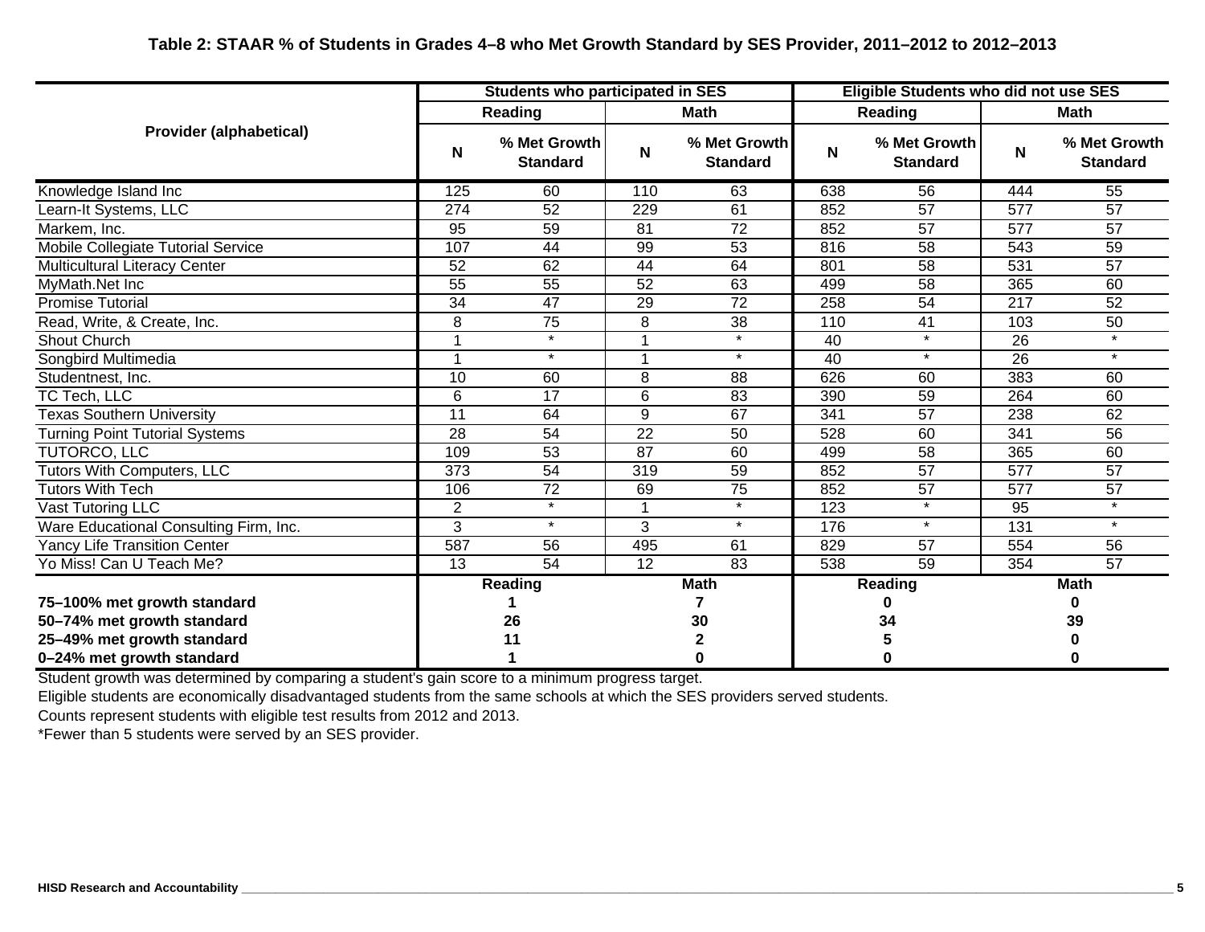**Table 2: STAAR % of Students in Grades 4–8 who Met Growth Standard by SES Provider, 2011–2012 to 2012–2013**

| Provider (alphabetical) | Students who participated in SES | | | | Eligible Students who did not use SES | | | |
|---|---|---|---|---|---|---|---|---|
| | Reading | | Math | | Reading | | Math | |
| | N | % Met Growth Standard | N | % Met Growth Standard | N | % Met Growth Standard | N | % Met Growth Standard |
| Knowledge Island Inc | 125 | 60 | 110 | 63 | 638 | 56 | 444 | 55 |
| Learn-It Systems, LLC | 274 | 52 | 229 | 61 | 852 | 57 | 577 | 57 |
| Markem, Inc. | 95 | 59 | 81 | 72 | 852 | 57 | 577 | 57 |
| Mobile Collegiate Tutorial Service | 107 | 44 | 99 | 53 | 816 | 58 | 543 | 59 |
| Multicultural Literacy Center | 52 | 62 | 44 | 64 | 801 | 58 | 531 | 57 |
| MyMath.Net Inc | 55 | 55 | 52 | 63 | 499 | 58 | 365 | 60 |
| Promise Tutorial | 34 | 47 | 29 | 72 | 258 | 54 | 217 | 52 |
| Read, Write, & Create, Inc. | 8 | 75 | 8 | 38 | 110 | 41 | 103 | 50 |
| Shout Church | 1 | * | 1 | * | 40 | * | 26 | * |
| Songbird Multimedia | 1 | * | 1 | * | 40 | * | 26 | * |
| Studentnest, Inc. | 10 | 60 | 8 | 88 | 626 | 60 | 383 | 60 |
| TC Tech, LLC | 6 | 17 | 6 | 83 | 390 | 59 | 264 | 60 |
| Texas Southern University | 11 | 64 | 9 | 67 | 341 | 57 | 238 | 62 |
| Turning Point Tutorial Systems | 28 | 54 | 22 | 50 | 528 | 60 | 341 | 56 |
| TUTORCO, LLC | 109 | 53 | 87 | 60 | 499 | 58 | 365 | 60 |
| Tutors With Computers, LLC | 373 | 54 | 319 | 59 | 852 | 57 | 577 | 57 |
| Tutors With Tech | 106 | 72 | 69 | 75 | 852 | 57 | 577 | 57 |
| Vast Tutoring LLC | 2 | * | 1 | * | 123 | * | 95 | * |
| Ware Educational Consulting Firm, Inc. | 3 | * | 3 | * | 176 | * | 131 | * |
| Yancy Life Transition Center | 587 | 56 | 495 | 61 | 829 | 57 | 554 | 56 |
| Yo Miss! Can U Teach Me? | 13 | 54 | 12 | 83 | 538 | 59 | 354 | 57 |
| | **Reading** | | **Math** | | **Reading** | | **Math** | |
| **75–100% met growth standard** | **1** | | **7** | | **0** | | **0** | |
| **50–74% met growth standard** | **26** | | **30** | | **34** | | **39** | |
| **25–49% met growth standard** | **11** | | **2** | | **5** | | **0** | |
| **0–24% met growth standard** | **1** | | **0** | | **0** | | **0** | |

Student growth was determined by comparing a student's gain score to a minimum progress target.

Eligible students are economically disadvantaged students from the same schools at which the SES providers served students.

Counts represent students with eligible test results from 2012 and 2013.

*Fewer than 5 students were served by an SES provider.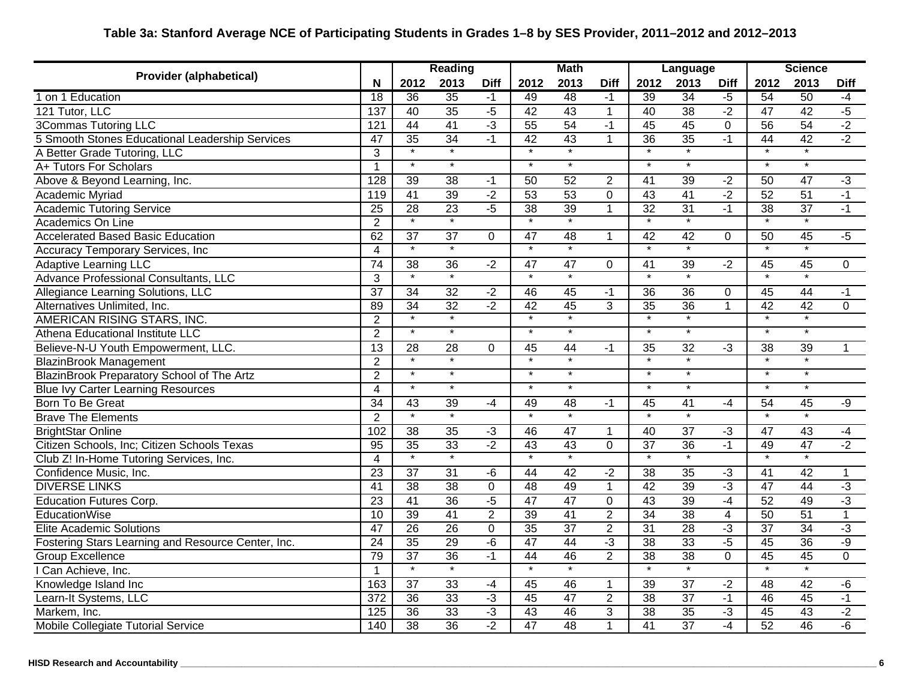**Table 3a: Stanford Average NCE of Participating Students in Grades 1–8 by SES Provider, 2011–2012 and 2012–2013**

| Provider (alphabetical) | | Reading | | | Math | | | Language | | | Science | | |
|---|---|---|---|---|---|---|---|---|---|---|---|---|---|
| | N | 2012 | 2013 | Diff | 2012 | 2013 | Diff | 2012 | 2013 | Diff | 2012 | 2013 | Diff |
| 1 on 1 Education | 18 | 36 | 35 | -1 | 49 | 48 | -1 | 39 | 34 | -5 | 54 | 50 | -4 |
| 121 Tutor, LLC | 137 | 40 | 35 | -5 | 42 | 43 | 1 | 40 | 38 | -2 | 47 | 42 | -5 |
| 3Commas Tutoring LLC | 121 | 44 | 41 | -3 | 55 | 54 | -1 | 45 | 45 | 0 | 56 | 54 | -2 |
| 5 Smooth Stones Educational Leadership Services | 47 | 35 | 34 | -1 | 42 | 43 | 1 | 36 | 35 | -1 | 44 | 42 | -2 |
| A Better Grade Tutoring, LLC | 3 | * | * | | * | * | | * | * | | * | * | |
| A+ Tutors For Scholars | 1 | * | * | | * | * | | * | * | | * | * | |
| Above & Beyond Learning, Inc. | 128 | 39 | 38 | -1 | 50 | 52 | 2 | 41 | 39 | -2 | 50 | 47 | -3 |
| Academic Myriad | 119 | 41 | 39 | -2 | 53 | 53 | 0 | 43 | 41 | -2 | 52 | 51 | -1 |
| Academic Tutoring Service | 25 | 28 | 23 | -5 | 38 | 39 | 1 | 32 | 31 | -1 | 38 | 37 | -1 |
| Academics On Line | 2 | * | * | | * | * | | * | * | | * | * | |
| Accelerated Based Basic Education | 62 | 37 | 37 | 0 | 47 | 48 | 1 | 42 | 42 | 0 | 50 | 45 | -5 |
| Accuracy Temporary Services, Inc | 4 | * | * | | * | * | | * | * | | * | * | |
| Adaptive Learning LLC | 74 | 38 | 36 | -2 | 47 | 47 | 0 | 41 | 39 | -2 | 45 | 45 | 0 |
| Advance Professional Consultants, LLC | 3 | * | * | | * | * | | * | * | | * | * | |
| Allegiance Learning Solutions, LLC | 37 | 34 | 32 | -2 | 46 | 45 | -1 | 36 | 36 | 0 | 45 | 44 | -1 |
| Alternatives Unlimited, Inc. | 89 | 34 | 32 | -2 | 42 | 45 | 3 | 35 | 36 | 1 | 42 | 42 | 0 |
| AMERICAN RISING STARS, INC. | 2 | * | * | | * | * | | * | * | | * | * | |
| Athena Educational Institute LLC | 2 | * | * | | * | * | | * | * | | * | * | |
| Believe-N-U Youth Empowerment, LLC. | 13 | 28 | 28 | 0 | 45 | 44 | -1 | 35 | 32 | -3 | 38 | 39 | 1 |
| BlazinBrook Management | 2 | * | * | | * | * | | * | * | | * | * | |
| BlazinBrook Preparatory School of The Artz | 2 | * | * | | * | * | | * | * | | * | * | |
| Blue Ivy Carter Learning Resources | 4 | * | * | | * | * | | * | * | | * | * | |
| Born To Be Great | 34 | 43 | 39 | -4 | 49 | 48 | -1 | 45 | 41 | -4 | 54 | 45 | -9 |
| Brave The Elements | 2 | * | * | | * | * | | * | * | | * | * | |
| BrightStar Online | 102 | 38 | 35 | -3 | 46 | 47 | 1 | 40 | 37 | -3 | 47 | 43 | -4 |
| Citizen Schools, Inc; Citizen Schools Texas | 95 | 35 | 33 | -2 | 43 | 43 | 0 | 37 | 36 | -1 | 49 | 47 | -2 |
| Club Z! In-Home Tutoring Services, Inc. | 4 | * | * | | * | * | | * | * | | * | * | |
| Confidence Music, Inc. | 23 | 37 | 31 | -6 | 44 | 42 | -2 | 38 | 35 | -3 | 41 | 42 | 1 |
| DIVERSE LINKS | 41 | 38 | 38 | 0 | 48 | 49 | 1 | 42 | 39 | -3 | 47 | 44 | -3 |
| Education Futures Corp. | 23 | 41 | 36 | -5 | 47 | 47 | 0 | 43 | 39 | -4 | 52 | 49 | -3 |
| EducationWise | 10 | 39 | 41 | 2 | 39 | 41 | 2 | 34 | 38 | 4 | 50 | 51 | 1 |
| Elite Academic Solutions | 47 | 26 | 26 | 0 | 35 | 37 | 2 | 31 | 28 | -3 | 37 | 34 | -3 |
| Fostering Stars Learning and Resource Center, Inc. | 24 | 35 | 29 | -6 | 47 | 44 | -3 | 38 | 33 | -5 | 45 | 36 | -9 |
| Group Excellence | 79 | 37 | 36 | -1 | 44 | 46 | 2 | 38 | 38 | 0 | 45 | 45 | 0 |
| I Can Achieve, Inc. | 1 | * | * | | * | * | | * | * | | * | * | |
| Knowledge Island Inc | 163 | 37 | 33 | -4 | 45 | 46 | 1 | 39 | 37 | -2 | 48 | 42 | -6 |
| Learn-It Systems, LLC | 372 | 36 | 33 | -3 | 45 | 47 | 2 | 38 | 37 | -1 | 46 | 45 | -1 |
| Markem, Inc. | 125 | 36 | 33 | -3 | 43 | 46 | 3 | 38 | 35 | -3 | 45 | 43 | -2 |
| Mobile Collegiate Tutorial Service | 140 | 38 | 36 | -2 | 47 | 48 | 1 | 41 | 37 | -4 | 52 | 46 | -6 |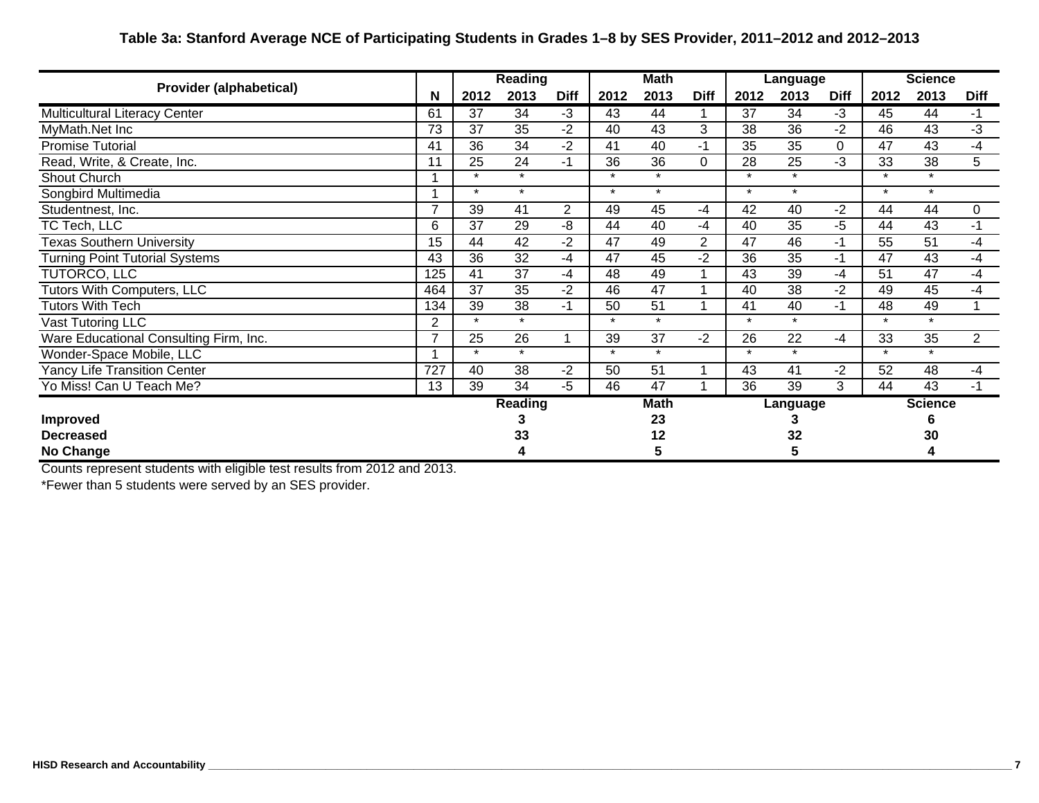**Table 3a: Stanford Average NCE of Participating Students in Grades 1–8 by SES Provider, 2011–2012 and 2012–2013**

| Provider (alphabetical) | N | Reading | | | Math | | | Language | | | Science | | |
|---|---|---|---|---|---|---|---|---|---|---|---|---|---|
| | | 2012 | 2013 | Diff | 2012 | 2013 | Diff | 2012 | 2013 | Diff | 2012 | 2013 | Diff |
| Multicultural Literacy Center | 61 | 37 | 34 | -3 | 43 | 44 | 1 | 37 | 34 | -3 | 45 | 44 | -1 |
| MyMath.Net Inc | 73 | 37 | 35 | -2 | 40 | 43 | 3 | 38 | 36 | -2 | 46 | 43 | -3 |
| Promise Tutorial | 41 | 36 | 34 | -2 | 41 | 40 | -1 | 35 | 35 | 0 | 47 | 43 | -4 |
| Read, Write, & Create, Inc. | 11 | 25 | 24 | -1 | 36 | 36 | 0 | 28 | 25 | -3 | 33 | 38 | 5 |
| Shout Church | 1 | * | * | | * | * | | * | * | | * | * | |
| Songbird Multimedia | 1 | * | * | | * | * | | * | * | | * | * | |
| Studentnest, Inc. | 7 | 39 | 41 | 2 | 49 | 45 | -4 | 42 | 40 | -2 | 44 | 44 | 0 |
| TC Tech, LLC | 6 | 37 | 29 | -8 | 44 | 40 | -4 | 40 | 35 | -5 | 44 | 43 | -1 |
| Texas Southern University | 15 | 44 | 42 | -2 | 47 | 49 | 2 | 47 | 46 | -1 | 55 | 51 | -4 |
| Turning Point Tutorial Systems | 43 | 36 | 32 | -4 | 47 | 45 | -2 | 36 | 35 | -1 | 47 | 43 | -4 |
| TUTORCO, LLC | 125 | 41 | 37 | -4 | 48 | 49 | 1 | 43 | 39 | -4 | 51 | 47 | -4 |
| Tutors With Computers, LLC | 464 | 37 | 35 | -2 | 46 | 47 | 1 | 40 | 38 | -2 | 49 | 45 | -4 |
| Tutors With Tech | 134 | 39 | 38 | -1 | 50 | 51 | 1 | 41 | 40 | -1 | 48 | 49 | 1 |
| Vast Tutoring LLC | 2 | * | * | | * | * | | * | * | | * | * | |
| Ware Educational Consulting Firm, Inc. | 7 | 25 | 26 | 1 | 39 | 37 | -2 | 26 | 22 | -4 | 33 | 35 | 2 |
| Wonder-Space Mobile, LLC | 1 | * | * | | * | * | | * | * | | * | * | |
| Yancy Life Transition Center | 727 | 40 | 38 | -2 | 50 | 51 | 1 | 43 | 41 | -2 | 52 | 48 | -4 |
| Yo Miss! Can U Teach Me? | 13 | 39 | 34 | -5 | 46 | 47 | 1 | 36 | 39 | 3 | 44 | 43 | -1 |

| | Reading | Math | Language | Science |
|---|---|---|---|---|
| **Improved** | 3 | 23 | 3 | 6 |
| **Decreased** | 33 | 12 | 32 | 30 |
| **No Change** | 4 | 5 | 5 | 4 |

Counts represent students with eligible test results from 2012 and 2013.

*Fewer than 5 students were served by an SES provider.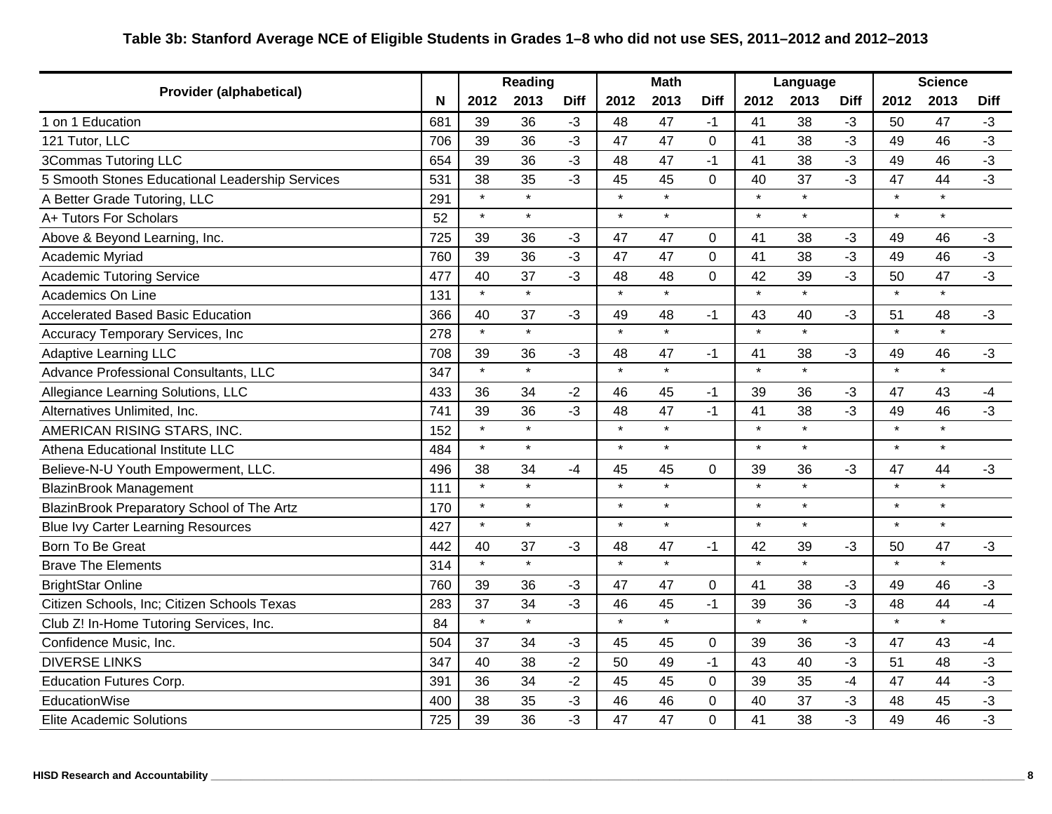**Table 3b: Stanford Average NCE of Eligible Students in Grades 1–8 who did not use SES, 2011–2012 and 2012–2013**

| Provider (alphabetical) | N | Reading | | | Math | | | Language | | | Science | | |
|---|---|---|---|---|---|---|---|---|---|---|---|---|---|
| | | 2012 | 2013 | Diff | 2012 | 2013 | Diff | 2012 | 2013 | Diff | 2012 | 2013 | Diff |
| 1 on 1 Education | 681 | 39 | 36 | -3 | 48 | 47 | -1 | 41 | 38 | -3 | 50 | 47 | -3 |
| 121 Tutor, LLC | 706 | 39 | 36 | -3 | 47 | 47 | 0 | 41 | 38 | -3 | 49 | 46 | -3 |
| 3Commas Tutoring LLC | 654 | 39 | 36 | -3 | 48 | 47 | -1 | 41 | 38 | -3 | 49 | 46 | -3 |
| 5 Smooth Stones Educational Leadership Services | 531 | 38 | 35 | -3 | 45 | 45 | 0 | 40 | 37 | -3 | 47 | 44 | -3 |
| A Better Grade Tutoring, LLC | 291 | * | * | | * | * | | * | * | | * | * | |
| A+ Tutors For Scholars | 52 | * | * | | * | * | | * | * | | * | * | |
| Above & Beyond Learning, Inc. | 725 | 39 | 36 | -3 | 47 | 47 | 0 | 41 | 38 | -3 | 49 | 46 | -3 |
| Academic Myriad | 760 | 39 | 36 | -3 | 47 | 47 | 0 | 41 | 38 | -3 | 49 | 46 | -3 |
| Academic Tutoring Service | 477 | 40 | 37 | -3 | 48 | 48 | 0 | 42 | 39 | -3 | 50 | 47 | -3 |
| Academics On Line | 131 | * | * | | * | * | | * | * | | * | * | |
| Accelerated Based Basic Education | 366 | 40 | 37 | -3 | 49 | 48 | -1 | 43 | 40 | -3 | 51 | 48 | -3 |
| Accuracy Temporary Services, Inc | 278 | * | * | | * | * | | * | * | | * | * | |
| Adaptive Learning LLC | 708 | 39 | 36 | -3 | 48 | 47 | -1 | 41 | 38 | -3 | 49 | 46 | -3 |
| Advance Professional Consultants, LLC | 347 | * | * | | * | * | | * | * | | * | * | |
| Allegiance Learning Solutions, LLC | 433 | 36 | 34 | -2 | 46 | 45 | -1 | 39 | 36 | -3 | 47 | 43 | -4 |
| Alternatives Unlimited, Inc. | 741 | 39 | 36 | -3 | 48 | 47 | -1 | 41 | 38 | -3 | 49 | 46 | -3 |
| AMERICAN RISING STARS, INC. | 152 | * | * | | * | * | | * | * | | * | * | |
| Athena Educational Institute LLC | 484 | * | * | | * | * | | * | * | | * | * | |
| Believe-N-U Youth Empowerment, LLC. | 496 | 38 | 34 | -4 | 45 | 45 | 0 | 39 | 36 | -3 | 47 | 44 | -3 |
| BlazinBrook Management | 111 | * | * | | * | * | | * | * | | * | * | |
| BlazinBrook Preparatory School of The Artz | 170 | * | * | | * | * | | * | * | | * | * | |
| Blue Ivy Carter Learning Resources | 427 | * | * | | * | * | | * | * | | * | * | |
| Born To Be Great | 442 | 40 | 37 | -3 | 48 | 47 | -1 | 42 | 39 | -3 | 50 | 47 | -3 |
| Brave The Elements | 314 | * | * | | * | * | | * | * | | * | * | |
| BrightStar Online | 760 | 39 | 36 | -3 | 47 | 47 | 0 | 41 | 38 | -3 | 49 | 46 | -3 |
| Citizen Schools, Inc; Citizen Schools Texas | 283 | 37 | 34 | -3 | 46 | 45 | -1 | 39 | 36 | -3 | 48 | 44 | -4 |
| Club Z! In-Home Tutoring Services, Inc. | 84 | * | * | | * | * | | * | * | | * | * | |
| Confidence Music, Inc. | 504 | 37 | 34 | -3 | 45 | 45 | 0 | 39 | 36 | -3 | 47 | 43 | -4 |
| DIVERSE LINKS | 347 | 40 | 38 | -2 | 50 | 49 | -1 | 43 | 40 | -3 | 51 | 48 | -3 |
| Education Futures Corp. | 391 | 36 | 34 | -2 | 45 | 45 | 0 | 39 | 35 | -4 | 47 | 44 | -3 |
| EducationWise | 400 | 38 | 35 | -3 | 46 | 46 | 0 | 40 | 37 | -3 | 48 | 45 | -3 |
| Elite Academic Solutions | 725 | 39 | 36 | -3 | 47 | 47 | 0 | 41 | 38 | -3 | 49 | 46 | -3 |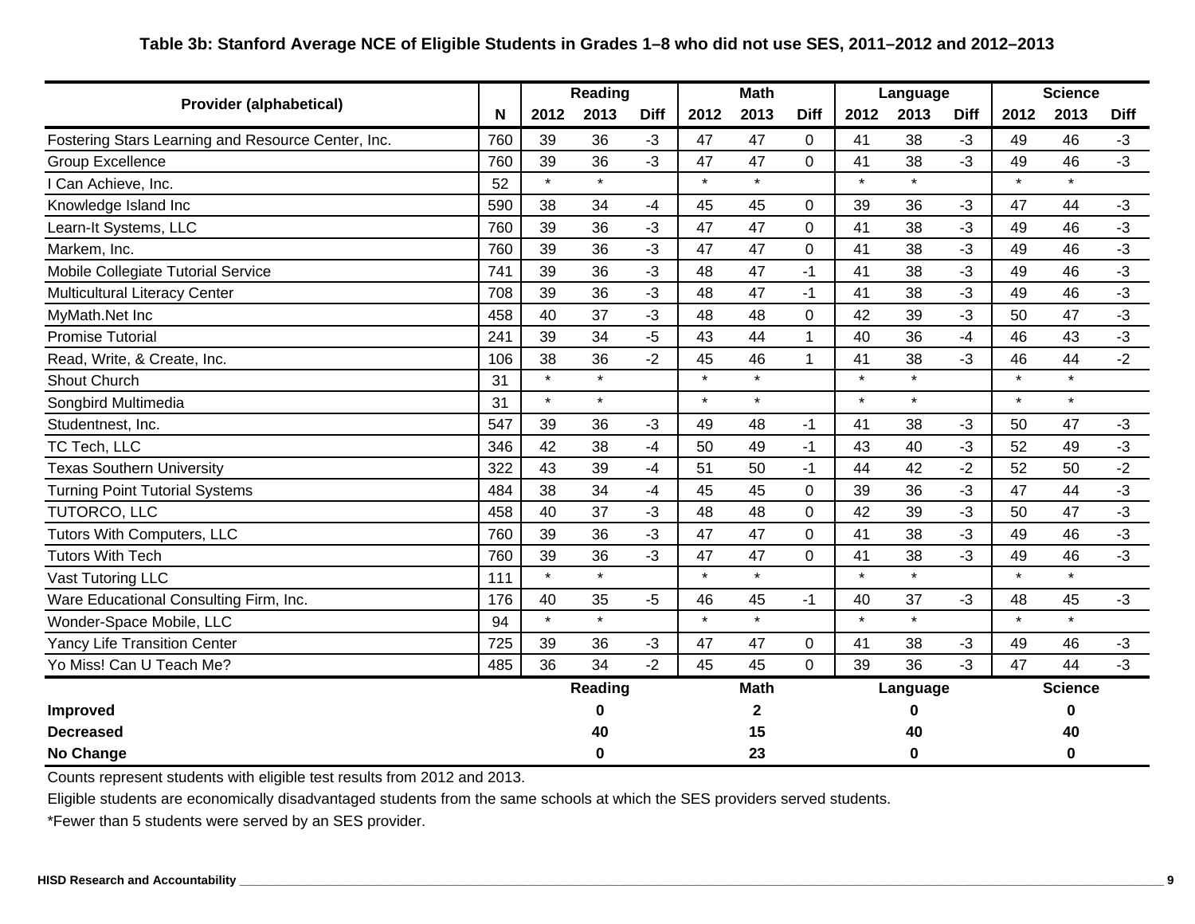**Table 3b: Stanford Average NCE of Eligible Students in Grades 1–8 who did not use SES, 2011–2012 and 2012–2013**

| Provider (alphabetical) | N | Reading | | | Math | | | Language | | | Science | | |
|---|---|---|---|---|---|---|---|---|---|---|---|---|---|
| | | 2012 | 2013 | Diff | 2012 | 2013 | Diff | 2012 | 2013 | Diff | 2012 | 2013 | Diff |
| Fostering Stars Learning and Resource Center, Inc. | 760 | 39 | 36 | -3 | 47 | 47 | 0 | 41 | 38 | -3 | 49 | 46 | -3 |
| Group Excellence | 760 | 39 | 36 | -3 | 47 | 47 | 0 | 41 | 38 | -3 | 49 | 46 | -3 |
| I Can Achieve, Inc. | 52 | * | * | | * | * | | * | * | | * | * | |
| Knowledge Island Inc | 590 | 38 | 34 | -4 | 45 | 45 | 0 | 39 | 36 | -3 | 47 | 44 | -3 |
| Learn-It Systems, LLC | 760 | 39 | 36 | -3 | 47 | 47 | 0 | 41 | 38 | -3 | 49 | 46 | -3 |
| Markem, Inc. | 760 | 39 | 36 | -3 | 47 | 47 | 0 | 41 | 38 | -3 | 49 | 46 | -3 |
| Mobile Collegiate Tutorial Service | 741 | 39 | 36 | -3 | 48 | 47 | -1 | 41 | 38 | -3 | 49 | 46 | -3 |
| Multicultural Literacy Center | 708 | 39 | 36 | -3 | 48 | 47 | -1 | 41 | 38 | -3 | 49 | 46 | -3 |
| MyMath.Net Inc | 458 | 40 | 37 | -3 | 48 | 48 | 0 | 42 | 39 | -3 | 50 | 47 | -3 |
| Promise Tutorial | 241 | 39 | 34 | -5 | 43 | 44 | 1 | 40 | 36 | -4 | 46 | 43 | -3 |
| Read, Write, & Create, Inc. | 106 | 38 | 36 | -2 | 45 | 46 | 1 | 41 | 38 | -3 | 46 | 44 | -2 |
| Shout Church | 31 | * | * | | * | * | | * | * | | * | * | |
| Songbird Multimedia | 31 | * | * | | * | * | | * | * | | * | * | |
| Studentnest, Inc. | 547 | 39 | 36 | -3 | 49 | 48 | -1 | 41 | 38 | -3 | 50 | 47 | -3 |
| TC Tech, LLC | 346 | 42 | 38 | -4 | 50 | 49 | -1 | 43 | 40 | -3 | 52 | 49 | -3 |
| Texas Southern University | 322 | 43 | 39 | -4 | 51 | 50 | -1 | 44 | 42 | -2 | 52 | 50 | -2 |
| Turning Point Tutorial Systems | 484 | 38 | 34 | -4 | 45 | 45 | 0 | 39 | 36 | -3 | 47 | 44 | -3 |
| TUTORCO, LLC | 458 | 40 | 37 | -3 | 48 | 48 | 0 | 42 | 39 | -3 | 50 | 47 | -3 |
| Tutors With Computers, LLC | 760 | 39 | 36 | -3 | 47 | 47 | 0 | 41 | 38 | -3 | 49 | 46 | -3 |
| Tutors With Tech | 760 | 39 | 36 | -3 | 47 | 47 | 0 | 41 | 38 | -3 | 49 | 46 | -3 |
| Vast Tutoring LLC | 111 | * | * | | * | * | | * | * | | * | * | |
| Ware Educational Consulting Firm, Inc. | 176 | 40 | 35 | -5 | 46 | 45 | -1 | 40 | 37 | -3 | 48 | 45 | -3 |
| Wonder-Space Mobile, LLC | 94 | * | * | | * | * | | * | * | | * | * | |
| Yancy Life Transition Center | 725 | 39 | 36 | -3 | 47 | 47 | 0 | 41 | 38 | -3 | 49 | 46 | -3 |
| Yo Miss! Can U Teach Me? | 485 | 36 | 34 | -2 | 45 | 45 | 0 | 39 | 36 | -3 | 47 | 44 | -3 |

| | Reading | Math | Language | Science |
|---|---|---|---|---|
| **Improved** | **0** | **2** | **0** | **0** |
| **Decreased** | **40** | **15** | **40** | **40** |
| **No Change** | **0** | **23** | **0** | **0** |

Counts represent students with eligible test results from 2012 and 2013.

Eligible students are economically disadvantaged students from the same schools at which the SES providers served students.

*Fewer than 5 students were served by an SES provider.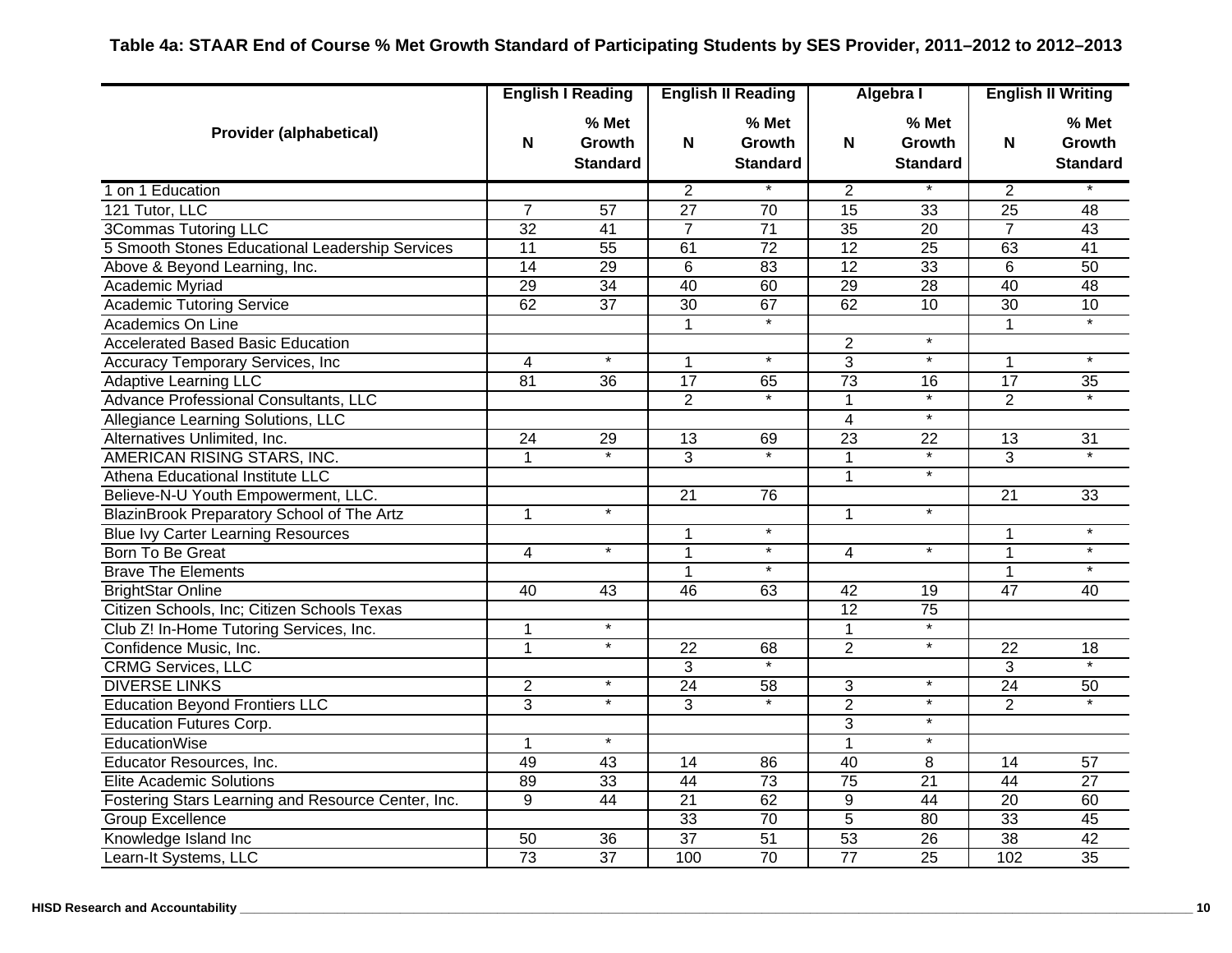**Table 4a: STAAR End of Course % Met Growth Standard of Participating Students by SES Provider, 2011–2012 to 2012–2013**

| Provider (alphabetical) | English I Reading | | English II Reading | | Algebra I | | English II Writing | |
|---|---|---|---|---|---|---|---|---|
| | N | % Met Growth Standard | N | % Met Growth Standard | N | % Met Growth Standard | N | % Met Growth Standard |
| 1 on 1 Education | | | 2 | * | 2 | * | 2 | * |
| 121 Tutor, LLC | 7 | 57 | 27 | 70 | 15 | 33 | 25 | 48 |
| 3Commas Tutoring LLC | 32 | 41 | 7 | 71 | 35 | 20 | 7 | 43 |
| 5 Smooth Stones Educational Leadership Services | 11 | 55 | 61 | 72 | 12 | 25 | 63 | 41 |
| Above & Beyond Learning, Inc. | 14 | 29 | 6 | 83 | 12 | 33 | 6 | 50 |
| Academic Myriad | 29 | 34 | 40 | 60 | 29 | 28 | 40 | 48 |
| Academic Tutoring Service | 62 | 37 | 30 | 67 | 62 | 10 | 30 | 10 |
| Academics On Line | | | 1 | * | | | 1 | * |
| Accelerated Based Basic Education | | | | | 2 | * | | |
| Accuracy Temporary Services, Inc | 4 | * | 1 | * | 3 | * | 1 | * |
| Adaptive Learning LLC | 81 | 36 | 17 | 65 | 73 | 16 | 17 | 35 |
| Advance Professional Consultants, LLC | | | 2 | * | 1 | * | 2 | * |
| Allegiance Learning Solutions, LLC | | | | | 4 | * | | |
| Alternatives Unlimited, Inc. | 24 | 29 | 13 | 69 | 23 | 22 | 13 | 31 |
| AMERICAN RISING STARS, INC. | 1 | * | 3 | * | 1 | * | 3 | * |
| Athena Educational Institute LLC | | | | | 1 | * | | |
| Believe-N-U Youth Empowerment, LLC. | | | 21 | 76 | | | 21 | 33 |
| BlazinBrook Preparatory School of The Artz | 1 | * | | | 1 | * | | |
| Blue Ivy Carter Learning Resources | | | 1 | * | | | 1 | * |
| Born To Be Great | 4 | * | 1 | * | 4 | * | 1 | * |
| Brave The Elements | | | 1 | * | | | 1 | * |
| BrightStar Online | 40 | 43 | 46 | 63 | 42 | 19 | 47 | 40 |
| Citizen Schools, Inc; Citizen Schools Texas | | | | | 12 | 75 | | |
| Club Z! In-Home Tutoring Services, Inc. | 1 | * | | | 1 | * | | |
| Confidence Music, Inc. | 1 | * | 22 | 68 | 2 | * | 22 | 18 |
| CRMG Services, LLC | | | 3 | * | | | 3 | * |
| DIVERSE LINKS | 2 | * | 24 | 58 | 3 | * | 24 | 50 |
| Education Beyond Frontiers LLC | 3 | * | 3 | * | 2 | * | 2 | * |
| Education Futures Corp. | | | | | 3 | * | | |
| EducationWise | 1 | * | | | 1 | * | | |
| Educator Resources, Inc. | 49 | 43 | 14 | 86 | 40 | 8 | 14 | 57 |
| Elite Academic Solutions | 89 | 33 | 44 | 73 | 75 | 21 | 44 | 27 |
| Fostering Stars Learning and Resource Center, Inc. | 9 | 44 | 21 | 62 | 9 | 44 | 20 | 60 |
| Group Excellence | | | 33 | 70 | 5 | 80 | 33 | 45 |
| Knowledge Island Inc | 50 | 36 | 37 | 51 | 53 | 26 | 38 | 42 |
| Learn-It Systems, LLC | 73 | 37 | 100 | 70 | 77 | 25 | 102 | 35 |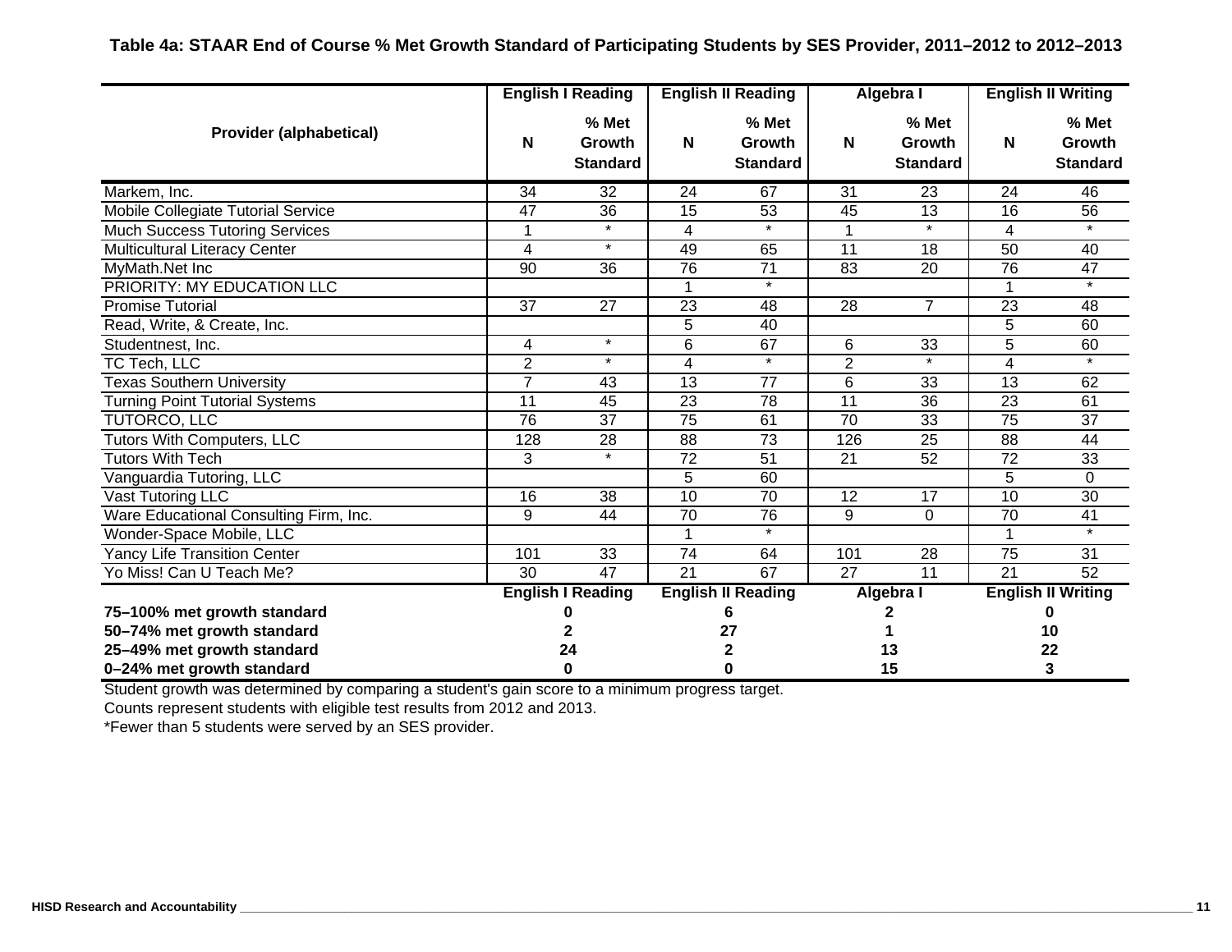**Table 4a: STAAR End of Course % Met Growth Standard of Participating Students by SES Provider, 2011–2012 to 2012–2013**

| Provider (alphabetical) | English I Reading | | English II Reading | | Algebra I | | English II Writing | |
|---|---|---|---|---|---|---|---|---|
| | N | % Met Growth Standard | N | % Met Growth Standard | N | % Met Growth Standard | N | % Met Growth Standard |
| Markem, Inc. | 34 | 32 | 24 | 67 | 31 | 23 | 24 | 46 |
| Mobile Collegiate Tutorial Service | 47 | 36 | 15 | 53 | 45 | 13 | 16 | 56 |
| Much Success Tutoring Services | 1 | * | 4 | * | 1 | * | 4 | * |
| Multicultural Literacy Center | 4 | * | 49 | 65 | 11 | 18 | 50 | 40 |
| MyMath.Net Inc | 90 | 36 | 76 | 71 | 83 | 20 | 76 | 47 |
| PRIORITY: MY EDUCATION LLC | | | 1 | * | | | 1 | * |
| Promise Tutorial | 37 | 27 | 23 | 48 | 28 | 7 | 23 | 48 |
| Read, Write, & Create, Inc. | | | 5 | 40 | | | 5 | 60 |
| Studentnest, Inc. | 4 | * | 6 | 67 | 6 | 33 | 5 | 60 |
| TC Tech, LLC | 2 | * | 4 | * | 2 | * | 4 | * |
| Texas Southern University | 7 | 43 | 13 | 77 | 6 | 33 | 13 | 62 |
| Turning Point Tutorial Systems | 11 | 45 | 23 | 78 | 11 | 36 | 23 | 61 |
| TUTORCO, LLC | 76 | 37 | 75 | 61 | 70 | 33 | 75 | 37 |
| Tutors With Computers, LLC | 128 | 28 | 88 | 73 | 126 | 25 | 88 | 44 |
| Tutors With Tech | 3 | * | 72 | 51 | 21 | 52 | 72 | 33 |
| Vanguardia Tutoring, LLC | | | 5 | 60 | | | 5 | 0 |
| Vast Tutoring LLC | 16 | 38 | 10 | 70 | 12 | 17 | 10 | 30 |
| Ware Educational Consulting Firm, Inc. | 9 | 44 | 70 | 76 | 9 | 0 | 70 | 41 |
| Wonder-Space Mobile, LLC | | | 1 | * | | | 1 | * |
| Yancy Life Transition Center | 101 | 33 | 74 | 64 | 101 | 28 | 75 | 31 |
| Yo Miss! Can U Teach Me? | 30 | 47 | 21 | 67 | 27 | 11 | 21 | 52 |

| | English I Reading | English II Reading | Algebra I | English II Writing |
|---|---|---|---|---|
| **75–100% met growth standard** | 0 | 6 | 2 | 0 |
| **50–74% met growth standard** | 2 | 27 | 1 | 10 |
| **25–49% met growth standard** | 24 | 2 | 13 | 22 |
| **0–24% met growth standard** | 0 | 0 | 15 | 3 |

Student growth was determined by comparing a student's gain score to a minimum progress target.

Counts represent students with eligible test results from 2012 and 2013.

*Fewer than 5 students were served by an SES provider.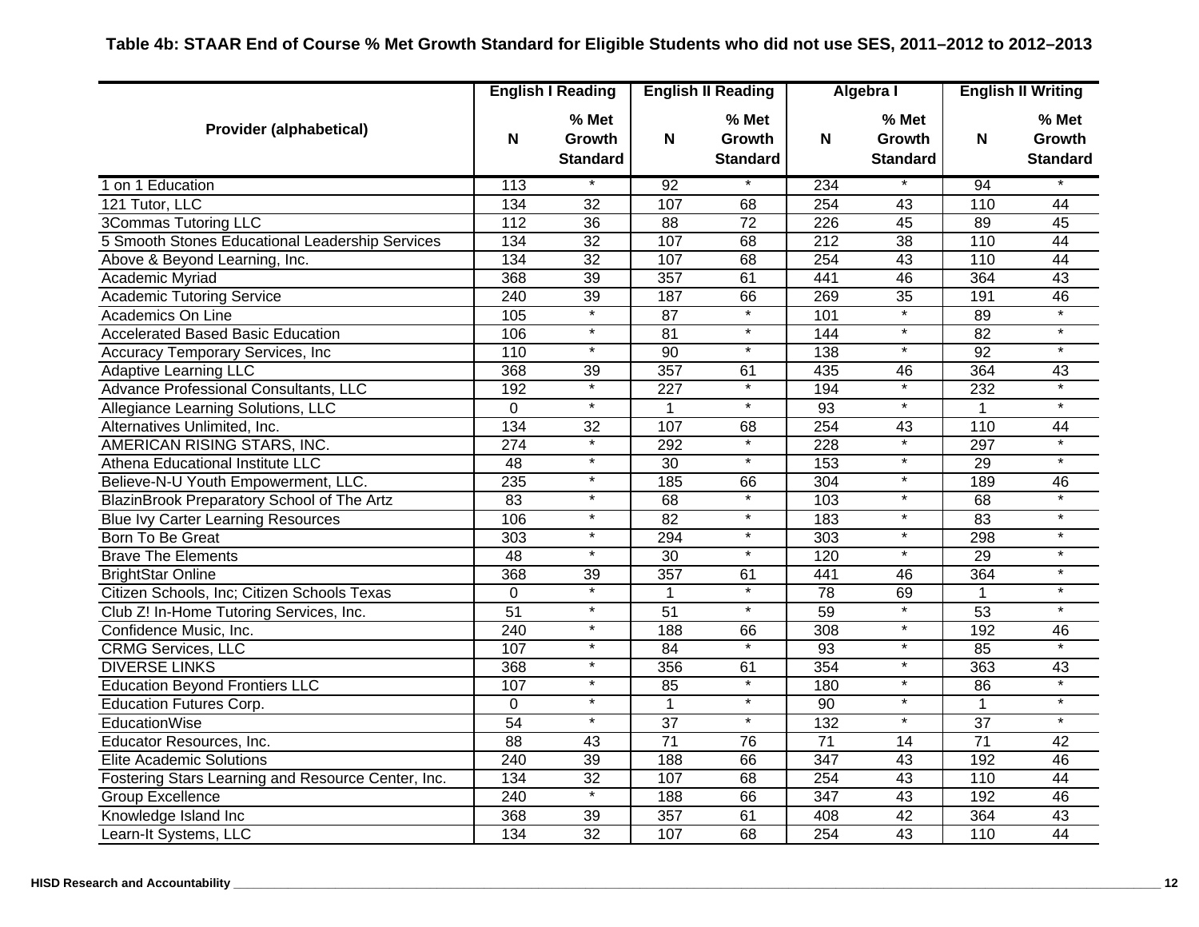**Table 4b: STAAR End of Course % Met Growth Standard for Eligible Students who did not use SES, 2011–2012 to 2012–2013**

| Provider (alphabetical) | English I Reading | | English II Reading | | Algebra I | | English II Writing | |
|---|---|---|---|---|---|---|---|---|
| | N | % Met Growth Standard | N | % Met Growth Standard | N | % Met Growth Standard | N | % Met Growth Standard |
| 1 on 1 Education | 113 | * | 92 | * | 234 | * | 94 | * |
| 121 Tutor, LLC | 134 | 32 | 107 | 68 | 254 | 43 | 110 | 44 |
| 3Commas Tutoring LLC | 112 | 36 | 88 | 72 | 226 | 45 | 89 | 45 |
| 5 Smooth Stones Educational Leadership Services | 134 | 32 | 107 | 68 | 212 | 38 | 110 | 44 |
| Above & Beyond Learning, Inc. | 134 | 32 | 107 | 68 | 254 | 43 | 110 | 44 |
| Academic Myriad | 368 | 39 | 357 | 61 | 441 | 46 | 364 | 43 |
| Academic Tutoring Service | 240 | 39 | 187 | 66 | 269 | 35 | 191 | 46 |
| Academics On Line | 105 | * | 87 | * | 101 | * | 89 | * |
| Accelerated Based Basic Education | 106 | * | 81 | * | 144 | * | 82 | * |
| Accuracy Temporary Services, Inc | 110 | * | 90 | * | 138 | * | 92 | * |
| Adaptive Learning LLC | 368 | 39 | 357 | 61 | 435 | 46 | 364 | 43 |
| Advance Professional Consultants, LLC | 192 | * | 227 | * | 194 | * | 232 | * |
| Allegiance Learning Solutions, LLC | 0 | * | 1 | * | 93 | * | 1 | * |
| Alternatives Unlimited, Inc. | 134 | 32 | 107 | 68 | 254 | 43 | 110 | 44 |
| AMERICAN RISING STARS, INC. | 274 | * | 292 | * | 228 | * | 297 | * |
| Athena Educational Institute LLC | 48 | * | 30 | * | 153 | * | 29 | * |
| Believe-N-U Youth Empowerment, LLC. | 235 | * | 185 | 66 | 304 | * | 189 | 46 |
| BlazinBrook Preparatory School of The Artz | 83 | * | 68 | * | 103 | * | 68 | * |
| Blue Ivy Carter Learning Resources | 106 | * | 82 | * | 183 | * | 83 | * |
| Born To Be Great | 303 | * | 294 | * | 303 | * | 298 | * |
| Brave The Elements | 48 | * | 30 | * | 120 | * | 29 | * |
| BrightStar Online | 368 | 39 | 357 | 61 | 441 | 46 | 364 | * |
| Citizen Schools, Inc; Citizen Schools Texas | 0 | * | 1 | * | 78 | 69 | 1 | * |
| Club Z! In-Home Tutoring Services, Inc. | 51 | * | 51 | * | 59 | * | 53 | * |
| Confidence Music, Inc. | 240 | * | 188 | 66 | 308 | * | 192 | 46 |
| CRMG Services, LLC | 107 | * | 84 | * | 93 | * | 85 | * |
| DIVERSE LINKS | 368 | * | 356 | 61 | 354 | * | 363 | 43 |
| Education Beyond Frontiers LLC | 107 | * | 85 | * | 180 | * | 86 | * |
| Education Futures Corp. | 0 | * | 1 | * | 90 | * | 1 | * |
| EducationWise | 54 | * | 37 | * | 132 | * | 37 | * |
| Educator Resources, Inc. | 88 | 43 | 71 | 76 | 71 | 14 | 71 | 42 |
| Elite Academic Solutions | 240 | 39 | 188 | 66 | 347 | 43 | 192 | 46 |
| Fostering Stars Learning and Resource Center, Inc. | 134 | 32 | 107 | 68 | 254 | 43 | 110 | 44 |
| Group Excellence | 240 | * | 188 | 66 | 347 | 43 | 192 | 46 |
| Knowledge Island Inc | 368 | 39 | 357 | 61 | 408 | 42 | 364 | 43 |
| Learn-It Systems, LLC | 134 | 32 | 107 | 68 | 254 | 43 | 110 | 44 |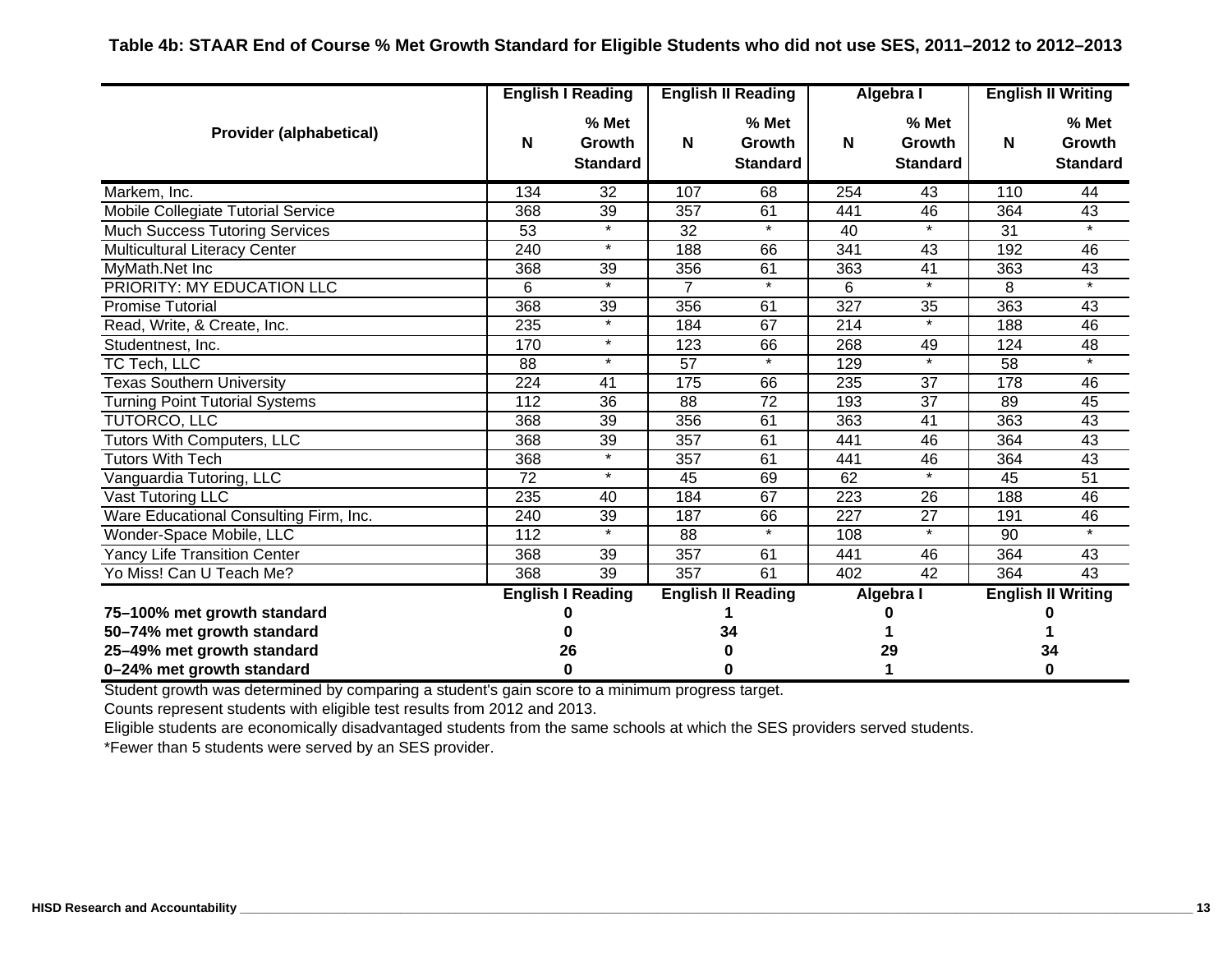**Table 4b: STAAR End of Course % Met Growth Standard for Eligible Students who did not use SES, 2011–2012 to 2012–2013**

| Provider (alphabetical) | English I Reading | | English II Reading | | Algebra I | | English II Writing | |
|---|---|---|---|---|---|---|---|---|
| | N | % Met Growth Standard | N | % Met Growth Standard | N | % Met Growth Standard | N | % Met Growth Standard |
| Markem, Inc. | 134 | 32 | 107 | 68 | 254 | 43 | 110 | 44 |
| Mobile Collegiate Tutorial Service | 368 | 39 | 357 | 61 | 441 | 46 | 364 | 43 |
| Much Success Tutoring Services | 53 | * | 32 | * | 40 | * | 31 | * |
| Multicultural Literacy Center | 240 | * | 188 | 66 | 341 | 43 | 192 | 46 |
| MyMath.Net Inc | 368 | 39 | 356 | 61 | 363 | 41 | 363 | 43 |
| PRIORITY: MY EDUCATION LLC | 6 | * | 7 | * | 6 | * | 8 | * |
| Promise Tutorial | 368 | 39 | 356 | 61 | 327 | 35 | 363 | 43 |
| Read, Write, & Create, Inc. | 235 | * | 184 | 67 | 214 | * | 188 | 46 |
| Studentnest, Inc. | 170 | * | 123 | 66 | 268 | 49 | 124 | 48 |
| TC Tech, LLC | 88 | * | 57 | * | 129 | * | 58 | * |
| Texas Southern University | 224 | 41 | 175 | 66 | 235 | 37 | 178 | 46 |
| Turning Point Tutorial Systems | 112 | 36 | 88 | 72 | 193 | 37 | 89 | 45 |
| TUTORCO, LLC | 368 | 39 | 356 | 61 | 363 | 41 | 363 | 43 |
| Tutors With Computers, LLC | 368 | 39 | 357 | 61 | 441 | 46 | 364 | 43 |
| Tutors With Tech | 368 | * | 357 | 61 | 441 | 46 | 364 | 43 |
| Vanguardia Tutoring, LLC | 72 | * | 45 | 69 | 62 | * | 45 | 51 |
| Vast Tutoring LLC | 235 | 40 | 184 | 67 | 223 | 26 | 188 | 46 |
| Ware Educational Consulting Firm, Inc. | 240 | 39 | 187 | 66 | 227 | 27 | 191 | 46 |
| Wonder-Space Mobile, LLC | 112 | * | 88 | * | 108 | * | 90 | * |
| Yancy Life Transition Center | 368 | 39 | 357 | 61 | 441 | 46 | 364 | 43 |
| Yo Miss! Can U Teach Me? | 368 | 39 | 357 | 61 | 402 | 42 | 364 | 43 |

| | English I Reading | English II Reading | Algebra I | English II Writing |
|---|---|---|---|---|
| **75–100% met growth standard** | 0 | 1 | 0 | 0 |
| **50–74% met growth standard** | 0 | 34 | 1 | 1 |
| **25–49% met growth standard** | 26 | 0 | 29 | 34 |
| **0–24% met growth standard** | 0 | 0 | 1 | 0 |

Student growth was determined by comparing a student's gain score to a minimum progress target.

Counts represent students with eligible test results from 2012 and 2013.

Eligible students are economically disadvantaged students from the same schools at which the SES providers served students.

*Fewer than 5 students were served by an SES provider.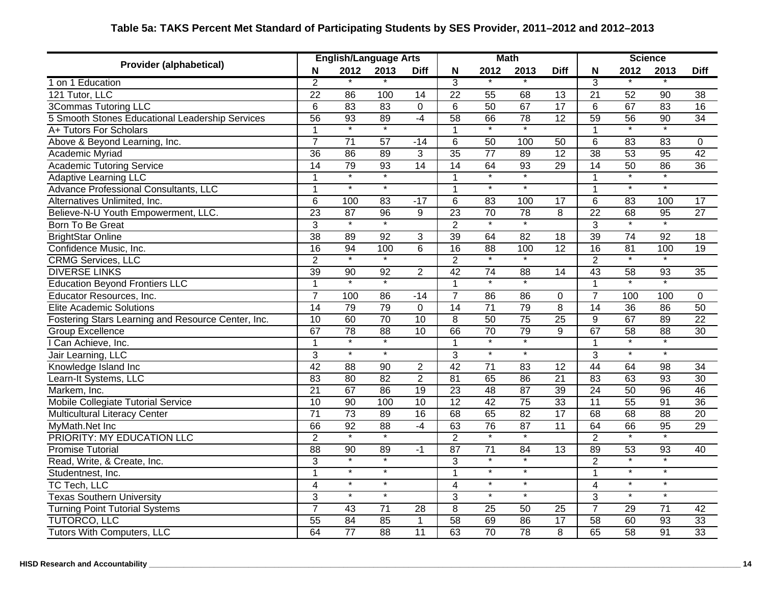# Table 5a: TAKS Percent Met Standard of Participating Students by SES Provider, 2011–2012 and 2012–2013

| Provider (alphabetical) | English/Language Arts | | | | Math | | | | Science | | | |
|---|---|---|---|---|---|---|---|---|---|---|---|---|
| | N | 2012 | 2013 | Diff | N | 2012 | 2013 | Diff | N | 2012 | 2013 | Diff |
| 1 on 1 Education | 2 | * | * | | 3 | * | * | | 3 | * | * | |
| 121 Tutor, LLC | 22 | 86 | 100 | 14 | 22 | 55 | 68 | 13 | 21 | 52 | 90 | 38 |
| 3Commas Tutoring LLC | 6 | 83 | 83 | 0 | 6 | 50 | 67 | 17 | 6 | 67 | 83 | 16 |
| 5 Smooth Stones Educational Leadership Services | 56 | 93 | 89 | -4 | 58 | 66 | 78 | 12 | 59 | 56 | 90 | 34 |
| A+ Tutors For Scholars | 1 | * | * | | 1 | * | * | | 1 | * | * | |
| Above & Beyond Learning, Inc. | 7 | 71 | 57 | -14 | 6 | 50 | 100 | 50 | 6 | 83 | 83 | 0 |
| Academic Myriad | 36 | 86 | 89 | 3 | 35 | 77 | 89 | 12 | 38 | 53 | 95 | 42 |
| Academic Tutoring Service | 14 | 79 | 93 | 14 | 14 | 64 | 93 | 29 | 14 | 50 | 86 | 36 |
| Adaptive Learning LLC | 1 | * | * | | 1 | * | * | | 1 | * | * | |
| Advance Professional Consultants, LLC | 1 | * | * | | 1 | * | * | | 1 | * | * | |
| Alternatives Unlimited, Inc. | 6 | 100 | 83 | -17 | 6 | 83 | 100 | 17 | 6 | 83 | 100 | 17 |
| Believe-N-U Youth Empowerment, LLC. | 23 | 87 | 96 | 9 | 23 | 70 | 78 | 8 | 22 | 68 | 95 | 27 |
| Born To Be Great | 3 | * | * | | 2 | * | * | | 3 | * | * | |
| BrightStar Online | 38 | 89 | 92 | 3 | 39 | 64 | 82 | 18 | 39 | 74 | 92 | 18 |
| Confidence Music, Inc. | 16 | 94 | 100 | 6 | 16 | 88 | 100 | 12 | 16 | 81 | 100 | 19 |
| CRMG Services, LLC | 2 | * | * | | 2 | * | * | | 2 | * | * | |
| DIVERSE LINKS | 39 | 90 | 92 | 2 | 42 | 74 | 88 | 14 | 43 | 58 | 93 | 35 |
| Education Beyond Frontiers LLC | 1 | * | * | | 1 | * | * | | 1 | * | * | |
| Educator Resources, Inc. | 7 | 100 | 86 | -14 | 7 | 86 | 86 | 0 | 7 | 100 | 100 | 0 |
| Elite Academic Solutions | 14 | 79 | 79 | 0 | 14 | 71 | 79 | 8 | 14 | 36 | 86 | 50 |
| Fostering Stars Learning and Resource Center, Inc. | 10 | 60 | 70 | 10 | 8 | 50 | 75 | 25 | 9 | 67 | 89 | 22 |
| Group Excellence | 67 | 78 | 88 | 10 | 66 | 70 | 79 | 9 | 67 | 58 | 88 | 30 |
| I Can Achieve, Inc. | 1 | * | * | | 1 | * | * | | 1 | * | * | |
| Jair Learning, LLC | 3 | * | * | | 3 | * | * | | 3 | * | * | |
| Knowledge Island Inc | 42 | 88 | 90 | 2 | 42 | 71 | 83 | 12 | 44 | 64 | 98 | 34 |
| Learn-It Systems, LLC | 83 | 80 | 82 | 2 | 81 | 65 | 86 | 21 | 83 | 63 | 93 | 30 |
| Markem, Inc. | 21 | 67 | 86 | 19 | 23 | 48 | 87 | 39 | 24 | 50 | 96 | 46 |
| Mobile Collegiate Tutorial Service | 10 | 90 | 100 | 10 | 12 | 42 | 75 | 33 | 11 | 55 | 91 | 36 |
| Multicultural Literacy Center | 71 | 73 | 89 | 16 | 68 | 65 | 82 | 17 | 68 | 68 | 88 | 20 |
| MyMath.Net Inc | 66 | 92 | 88 | -4 | 63 | 76 | 87 | 11 | 64 | 66 | 95 | 29 |
| PRIORITY: MY EDUCATION LLC | 2 | * | * | | 2 | * | * | | 2 | * | * | |
| Promise Tutorial | 88 | 90 | 89 | -1 | 87 | 71 | 84 | 13 | 89 | 53 | 93 | 40 |
| Read, Write, & Create, Inc. | 3 | * | * | | 3 | * | * | | 2 | * | * | |
| Studentnest, Inc. | 1 | * | * | | 1 | * | * | | 1 | * | * | |
| TC Tech, LLC | 4 | * | * | | 4 | * | * | | 4 | * | * | |
| Texas Southern University | 3 | * | * | | 3 | * | * | | 3 | * | * | |
| Turning Point Tutorial Systems | 7 | 43 | 71 | 28 | 8 | 25 | 50 | 25 | 7 | 29 | 71 | 42 |
| TUTORCO, LLC | 55 | 84 | 85 | 1 | 58 | 69 | 86 | 17 | 58 | 60 | 93 | 33 |
| Tutors With Computers, LLC | 64 | 77 | 88 | 11 | 63 | 70 | 78 | 8 | 65 | 58 | 91 | 33 |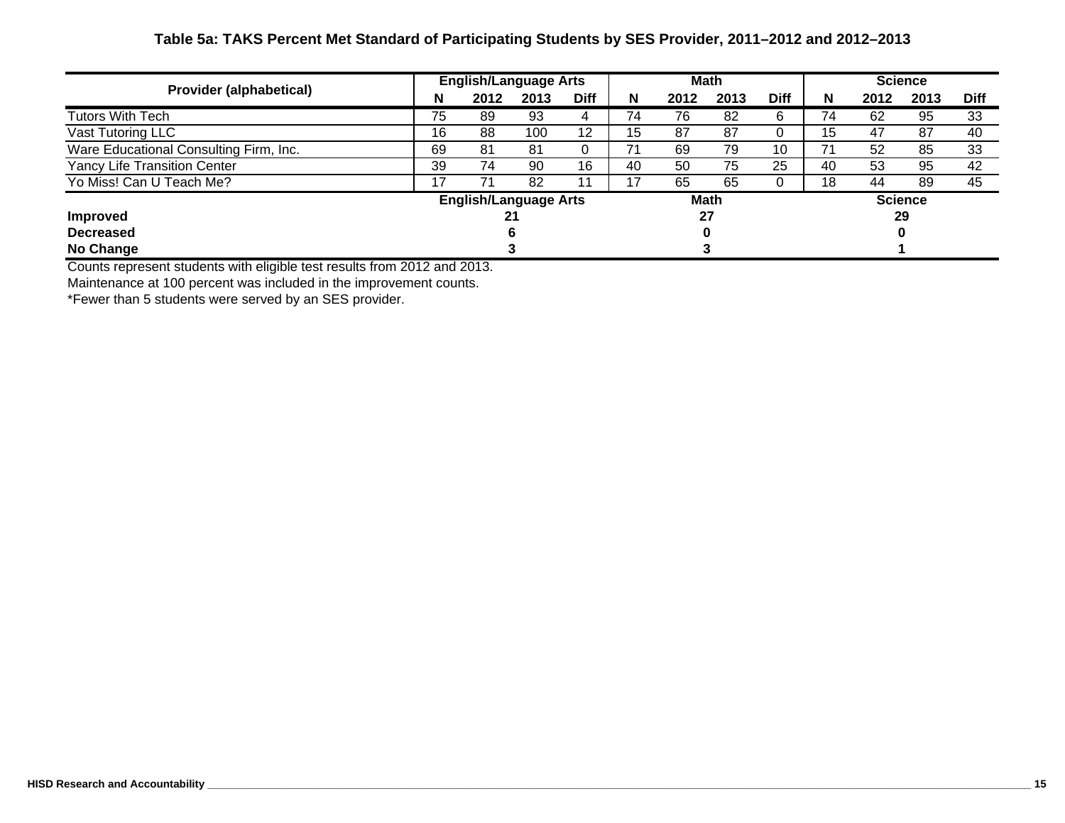**Table 5a: TAKS Percent Met Standard of Participating Students by SES Provider, 2011–2012 and 2012–2013**

| Provider (alphabetical) | English/Language Arts | | | | Math | | | | Science | | | |
|---|---|---|---|---|---|---|---|---|---|---|---|---|
| | N | 2012 | 2013 | Diff | N | 2012 | 2013 | Diff | N | 2012 | 2013 | Diff |
| Tutors With Tech | 75 | 89 | 93 | 4 | 74 | 76 | 82 | 6 | 74 | 62 | 95 | 33 |
| Vast Tutoring LLC | 16 | 88 | 100 | 12 | 15 | 87 | 87 | 0 | 15 | 47 | 87 | 40 |
| Ware Educational Consulting Firm, Inc. | 69 | 81 | 81 | 0 | 71 | 69 | 79 | 10 | 71 | 52 | 85 | 33 |
| Yancy Life Transition Center | 39 | 74 | 90 | 16 | 40 | 50 | 75 | 25 | 40 | 53 | 95 | 42 |
| Yo Miss! Can U Teach Me? | 17 | 71 | 82 | 11 | 17 | 65 | 65 | 0 | 18 | 44 | 89 | 45 |
| | **English/Language Arts** | | | | **Math** | | | | **Science** | | | |
| **Improved** | **21** | | | | **27** | | | | **29** | | | |
| **Decreased** | **6** | | | | **0** | | | | **0** | | | |
| **No Change** | **3** | | | | **3** | | | | **1** | | | |

Counts represent students with eligible test results from 2012 and 2013.

Maintenance at 100 percent was included in the improvement counts.

*Fewer than 5 students were served by an SES provider.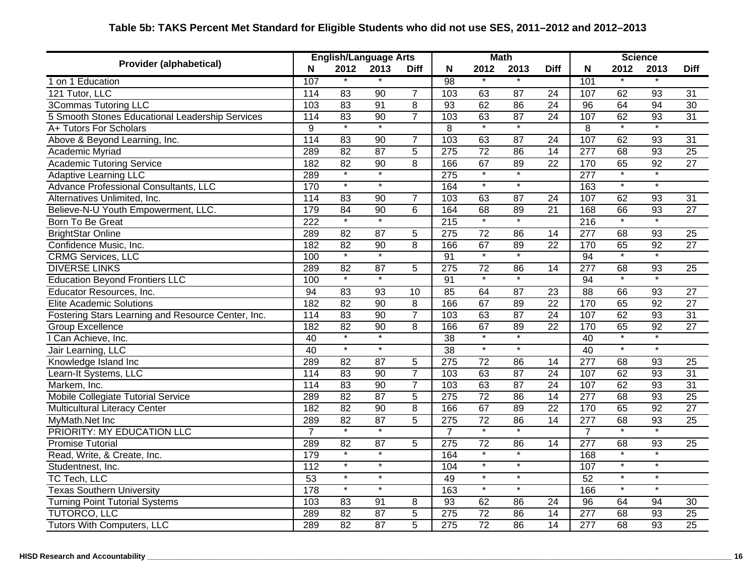### Table 5b: TAKS Percent Met Standard for Eligible Students who did not use SES, 2011–2012 and 2012–2013

| Provider (alphabetical) | English/Language Arts | | | | Math | | | | Science | | | |
|---|---|---|---|---|---|---|---|---|---|---|---|---|
| | N | 2012 | 2013 | Diff | N | 2012 | 2013 | Diff | N | 2012 | 2013 | Diff |
| 1 on 1 Education | 107 | * | * | | 98 | * | * | | 101 | * | * | |
| 121 Tutor, LLC | 114 | 83 | 90 | 7 | 103 | 63 | 87 | 24 | 107 | 62 | 93 | 31 |
| 3Commas Tutoring LLC | 103 | 83 | 91 | 8 | 93 | 62 | 86 | 24 | 96 | 64 | 94 | 30 |
| 5 Smooth Stones Educational Leadership Services | 114 | 83 | 90 | 7 | 103 | 63 | 87 | 24 | 107 | 62 | 93 | 31 |
| A+ Tutors For Scholars | 9 | * | * | | 8 | * | * | | 8 | * | * | |
| Above & Beyond Learning, Inc. | 114 | 83 | 90 | 7 | 103 | 63 | 87 | 24 | 107 | 62 | 93 | 31 |
| Academic Myriad | 289 | 82 | 87 | 5 | 275 | 72 | 86 | 14 | 277 | 68 | 93 | 25 |
| Academic Tutoring Service | 182 | 82 | 90 | 8 | 166 | 67 | 89 | 22 | 170 | 65 | 92 | 27 |
| Adaptive Learning LLC | 289 | * | * | | 275 | * | * | | 277 | * | * | |
| Advance Professional Consultants, LLC | 170 | * | * | | 164 | * | * | | 163 | * | * | |
| Alternatives Unlimited, Inc. | 114 | 83 | 90 | 7 | 103 | 63 | 87 | 24 | 107 | 62 | 93 | 31 |
| Believe-N-U Youth Empowerment, LLC. | 179 | 84 | 90 | 6 | 164 | 68 | 89 | 21 | 168 | 66 | 93 | 27 |
| Born To Be Great | 222 | * | * | | 215 | * | * | | 216 | * | * | |
| BrightStar Online | 289 | 82 | 87 | 5 | 275 | 72 | 86 | 14 | 277 | 68 | 93 | 25 |
| Confidence Music, Inc. | 182 | 82 | 90 | 8 | 166 | 67 | 89 | 22 | 170 | 65 | 92 | 27 |
| CRMG Services, LLC | 100 | * | * | | 91 | * | * | | 94 | * | * | |
| DIVERSE LINKS | 289 | 82 | 87 | 5 | 275 | 72 | 86 | 14 | 277 | 68 | 93 | 25 |
| Education Beyond Frontiers LLC | 100 | * | * | | 91 | * | * | | 94 | * | * | |
| Educator Resources, Inc. | 94 | 83 | 93 | 10 | 85 | 64 | 87 | 23 | 88 | 66 | 93 | 27 |
| Elite Academic Solutions | 182 | 82 | 90 | 8 | 166 | 67 | 89 | 22 | 170 | 65 | 92 | 27 |
| Fostering Stars Learning and Resource Center, Inc. | 114 | 83 | 90 | 7 | 103 | 63 | 87 | 24 | 107 | 62 | 93 | 31 |
| Group Excellence | 182 | 82 | 90 | 8 | 166 | 67 | 89 | 22 | 170 | 65 | 92 | 27 |
| I Can Achieve, Inc. | 40 | * | * | | 38 | * | * | | 40 | * | * | |
| Jair Learning, LLC | 40 | * | * | | 38 | * | * | | 40 | * | * | |
| Knowledge Island Inc | 289 | 82 | 87 | 5 | 275 | 72 | 86 | 14 | 277 | 68 | 93 | 25 |
| Learn-It Systems, LLC | 114 | 83 | 90 | 7 | 103 | 63 | 87 | 24 | 107 | 62 | 93 | 31 |
| Markem, Inc. | 114 | 83 | 90 | 7 | 103 | 63 | 87 | 24 | 107 | 62 | 93 | 31 |
| Mobile Collegiate Tutorial Service | 289 | 82 | 87 | 5 | 275 | 72 | 86 | 14 | 277 | 68 | 93 | 25 |
| Multicultural Literacy Center | 182 | 82 | 90 | 8 | 166 | 67 | 89 | 22 | 170 | 65 | 92 | 27 |
| MyMath.Net Inc | 289 | 82 | 87 | 5 | 275 | 72 | 86 | 14 | 277 | 68 | 93 | 25 |
| PRIORITY: MY EDUCATION LLC | 7 | * | * | | 7 | * | * | | 7 | * | * | |
| Promise Tutorial | 289 | 82 | 87 | 5 | 275 | 72 | 86 | 14 | 277 | 68 | 93 | 25 |
| Read, Write, & Create, Inc. | 179 | * | * | | 164 | * | * | | 168 | * | * | |
| Studentnest, Inc. | 112 | * | * | | 104 | * | * | | 107 | * | * | |
| TC Tech, LLC | 53 | * | * | | 49 | * | * | | 52 | * | * | |
| Texas Southern University | 178 | * | * | | 163 | * | * | | 166 | * | * | |
| Turning Point Tutorial Systems | 103 | 83 | 91 | 8 | 93 | 62 | 86 | 24 | 96 | 64 | 94 | 30 |
| TUTORCO, LLC | 289 | 82 | 87 | 5 | 275 | 72 | 86 | 14 | 277 | 68 | 93 | 25 |
| Tutors With Computers, LLC | 289 | 82 | 87 | 5 | 275 | 72 | 86 | 14 | 277 | 68 | 93 | 25 |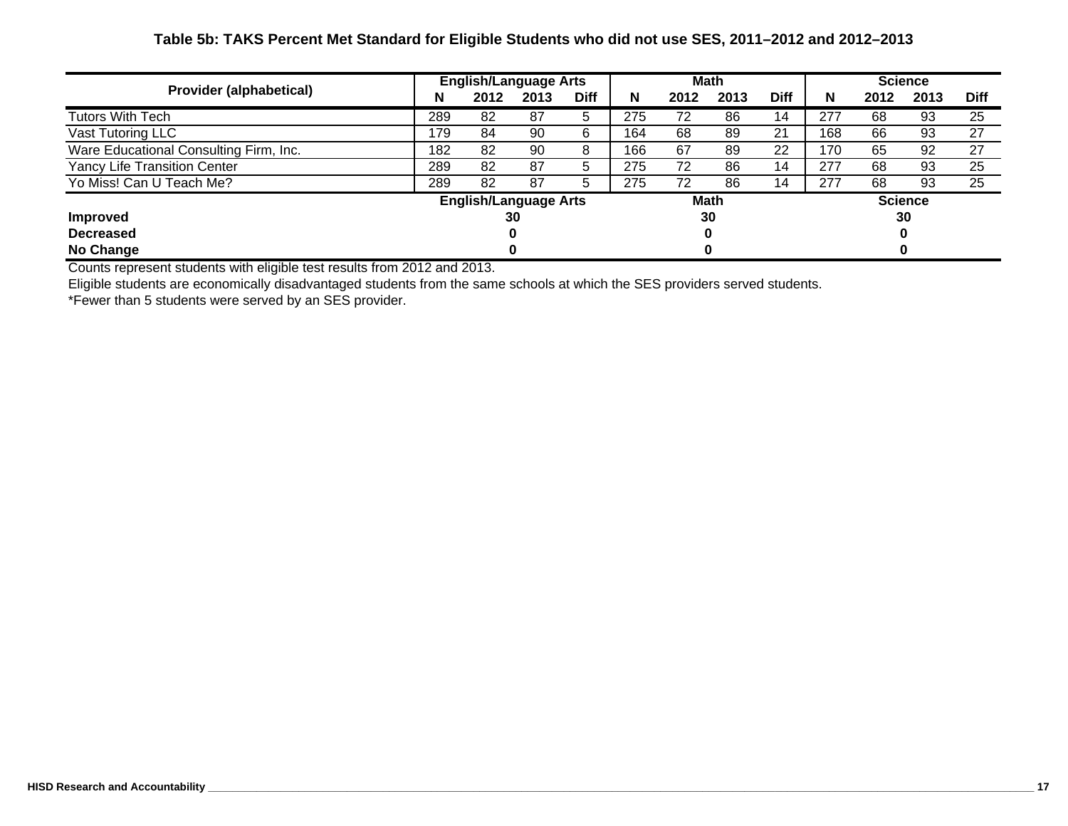### Table 5b: TAKS Percent Met Standard for Eligible Students who did not use SES, 2011–2012 and 2012–2013

| Provider (alphabetical) | English/Language Arts | | | | Math | | | | Science | | | |
|---|---|---|---|---|---|---|---|---|---|---|---|---|
| | N | 2012 | 2013 | Diff | N | 2012 | 2013 | Diff | N | 2012 | 2013 | Diff |
| Tutors With Tech | 289 | 82 | 87 | 5 | 275 | 72 | 86 | 14 | 277 | 68 | 93 | 25 |
| Vast Tutoring LLC | 179 | 84 | 90 | 6 | 164 | 68 | 89 | 21 | 168 | 66 | 93 | 27 |
| Ware Educational Consulting Firm, Inc. | 182 | 82 | 90 | 8 | 166 | 67 | 89 | 22 | 170 | 65 | 92 | 27 |
| Yancy Life Transition Center | 289 | 82 | 87 | 5 | 275 | 72 | 86 | 14 | 277 | 68 | 93 | 25 |
| Yo Miss! Can U Teach Me? | 289 | 82 | 87 | 5 | 275 | 72 | 86 | 14 | 277 | 68 | 93 | 25 |
| | **English/Language Arts** | | | | **Math** | | | | **Science** | | | |
| **Improved** | **30** | | | | **30** | | | | **30** | | | |
| **Decreased** | **0** | | | | **0** | | | | **0** | | | |
| **No Change** | **0** | | | | **0** | | | | **0** | | | |

Counts represent students with eligible test results from 2012 and 2013.

Eligible students are economically disadvantaged students from the same schools at which the SES providers served students.

*Fewer than 5 students were served by an SES provider.